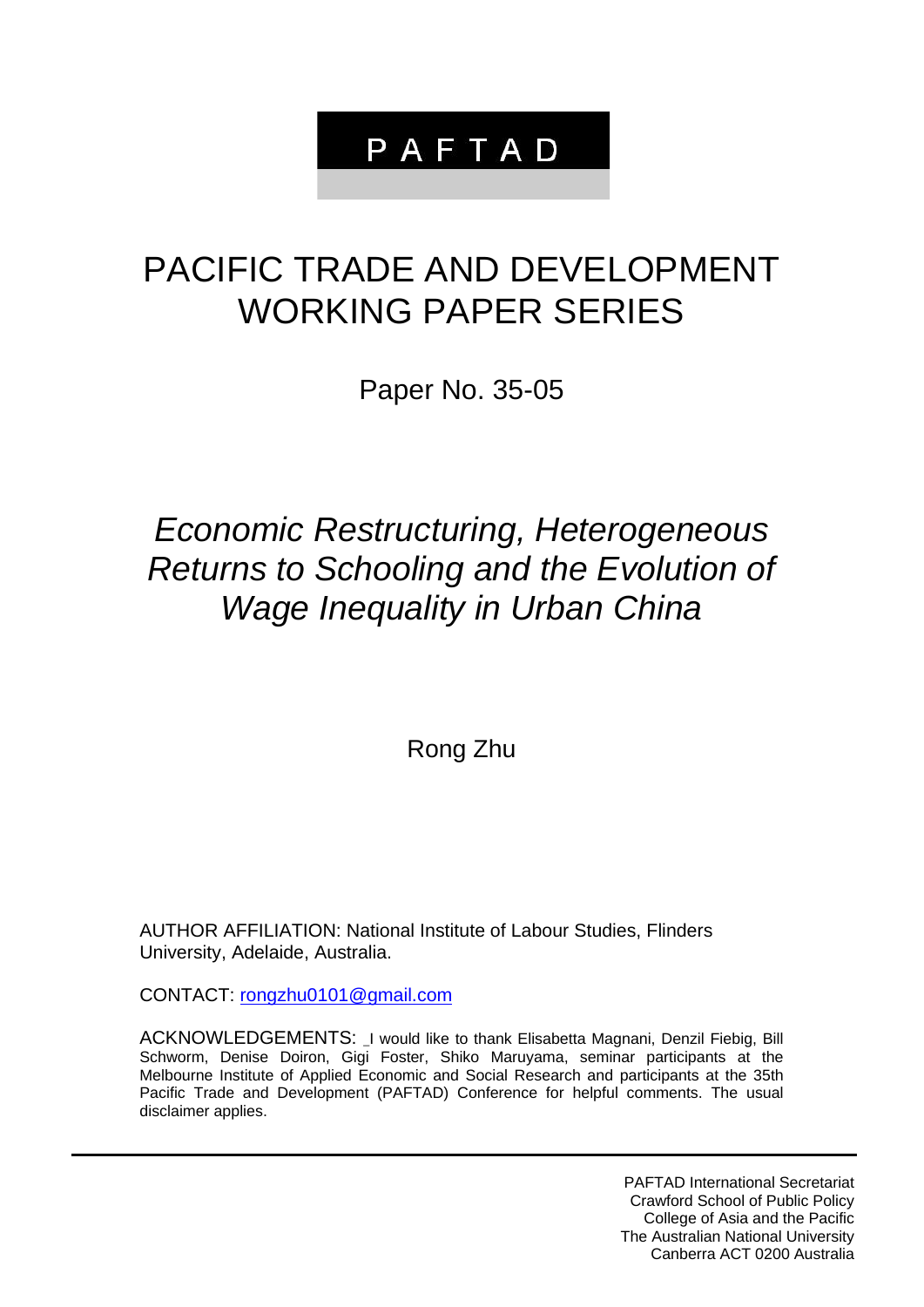# PAFTAD

# PACIFIC TRADE AND DEVELOPMENT WORKING PAPER SERIES

Paper No. 35-05

## *Economic Restructuring, Heterogeneous Returns to Schooling and the Evolution of Wage Inequality in Urban China*

Rong Zhu

AUTHOR AFFILIATION: National Institute of Labour Studies, Flinders University, Adelaide, Australia.

CONTACT: rongzhu0101@gmail.com

ACKNOWLEDGEMENTS: _I would like to thank Elisabetta Magnani, Denzil Fiebig, Bill Schworm, Denise Doiron, Gigi Foster, Shiko Maruyama, seminar participants at the Melbourne Institute of Applied Economic and Social Research and participants at the 35th Pacific Trade and Development (PAFTAD) Conference for helpful comments. The usual disclaimer applies.

PAFTAD International Secretariat
Crawford School of Public Policy
College of Asia and the Pacific
The Australian National University
Canberra ACT 0200 Australia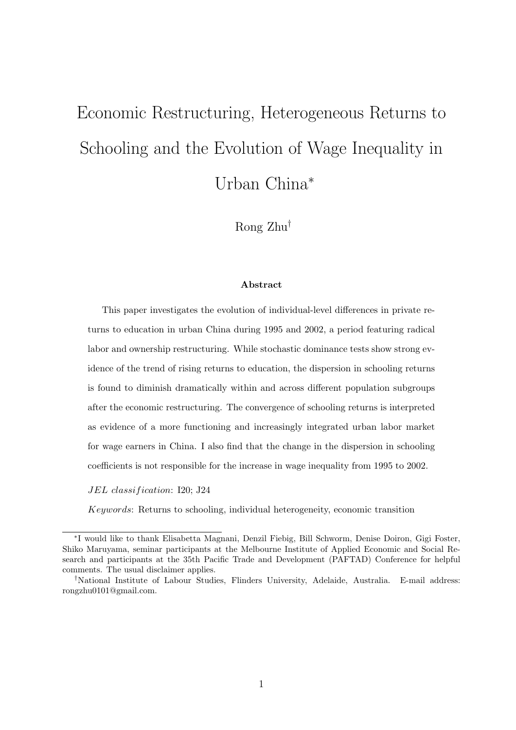# Economic Restructuring, Heterogeneous Returns to Schooling and the Evolution of Wage Inequality in Urban China*

Rong Zhu†

### Abstract

This paper investigates the evolution of individual-level differences in private returns to education in urban China during 1995 and 2002, a period featuring radical labor and ownership restructuring. While stochastic dominance tests show strong evidence of the trend of rising returns to education, the dispersion in schooling returns is found to diminish dramatically within and across different population subgroups after the economic restructuring. The convergence of schooling returns is interpreted as evidence of a more functioning and increasingly integrated urban labor market for wage earners in China. I also find that the change in the dispersion in schooling coefficients is not responsible for the increase in wage inequality from 1995 to 2002.

*JEL classification*: I20; J24

*Keywords*: Returns to schooling, individual heterogeneity, economic transition

---

*I would like to thank Elisabetta Magnani, Denzil Fiebig, Bill Schworm, Denise Doiron, Gigi Foster, Shiko Maruyama, seminar participants at the Melbourne Institute of Applied Economic and Social Research and participants at the 35th Pacific Trade and Development (PAFTAD) Conference for helpful comments. The usual disclaimer applies.

†National Institute of Labour Studies, Flinders University, Adelaide, Australia. E-mail address: rongzhu0101@gmail.com.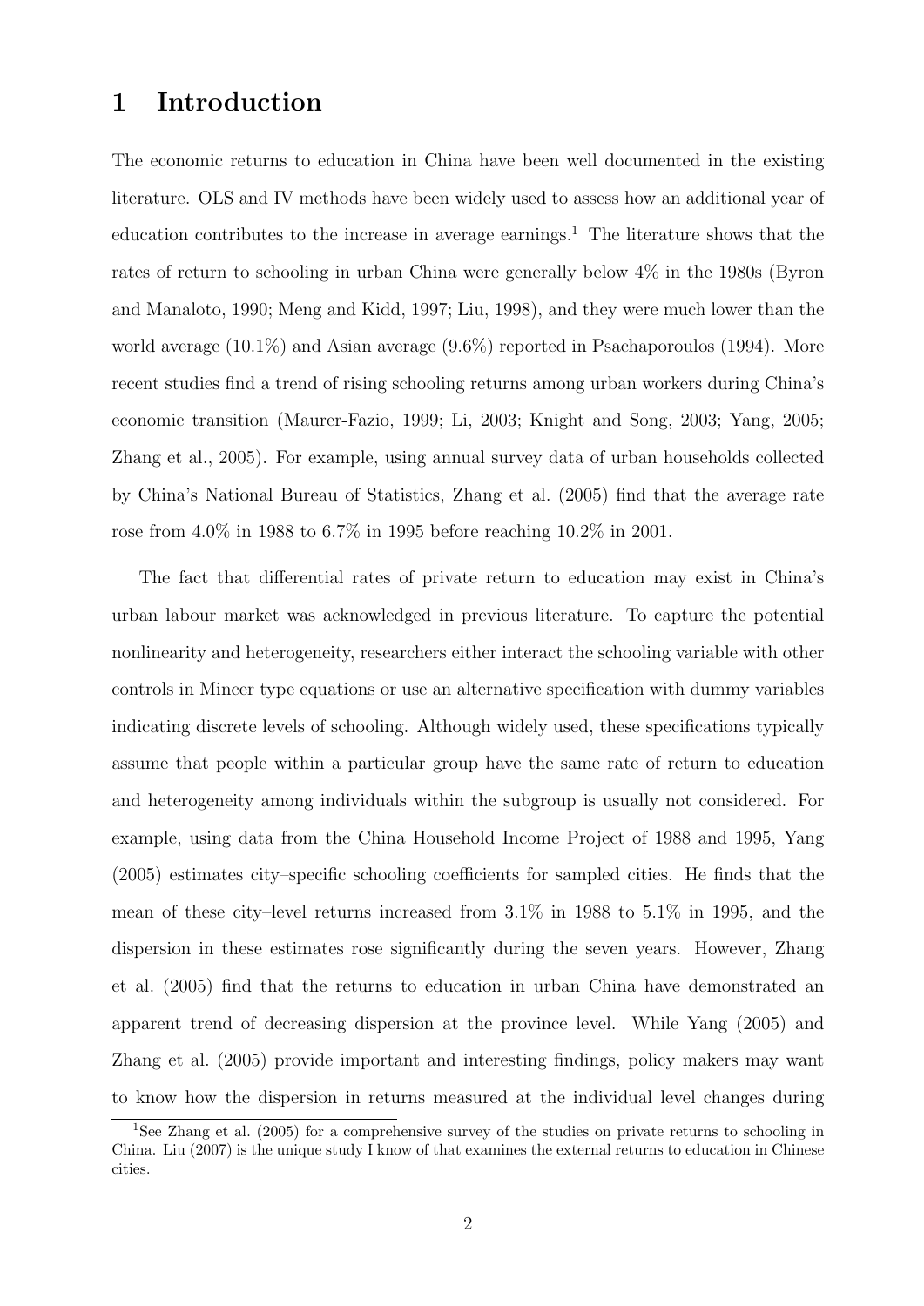# 1 Introduction

The economic returns to education in China have been well documented in the existing literature. OLS and IV methods have been widely used to assess how an additional year of education contributes to the increase in average earnings.[1] The literature shows that the rates of return to schooling in urban China were generally below 4% in the 1980s (Byron and Manaloto, 1990; Meng and Kidd, 1997; Liu, 1998), and they were much lower than the world average (10.1%) and Asian average (9.6%) reported in Psachaporoulos (1994). More recent studies find a trend of rising schooling returns among urban workers during China's economic transition (Maurer-Fazio, 1999; Li, 2003; Knight and Song, 2003; Yang, 2005; Zhang et al., 2005). For example, using annual survey data of urban households collected by China's National Bureau of Statistics, Zhang et al. (2005) find that the average rate rose from 4.0% in 1988 to 6.7% in 1995 before reaching 10.2% in 2001.

The fact that differential rates of private return to education may exist in China's urban labour market was acknowledged in previous literature. To capture the potential nonlinearity and heterogeneity, researchers either interact the schooling variable with other controls in Mincer type equations or use an alternative specification with dummy variables indicating discrete levels of schooling. Although widely used, these specifications typically assume that people within a particular group have the same rate of return to education and heterogeneity among individuals within the subgroup is usually not considered. For example, using data from the China Household Income Project of 1988 and 1995, Yang (2005) estimates city–specific schooling coefficients for sampled cities. He finds that the mean of these city–level returns increased from 3.1% in 1988 to 5.1% in 1995, and the dispersion in these estimates rose significantly during the seven years. However, Zhang et al. (2005) find that the returns to education in urban China have demonstrated an apparent trend of decreasing dispersion at the province level. While Yang (2005) and Zhang et al. (2005) provide important and interesting findings, policy makers may want to know how the dispersion in returns measured at the individual level changes during

[1] See Zhang et al. (2005) for a comprehensive survey of the studies on private returns to schooling in China. Liu (2007) is the unique study I know of that examines the external returns to education in Chinese cities.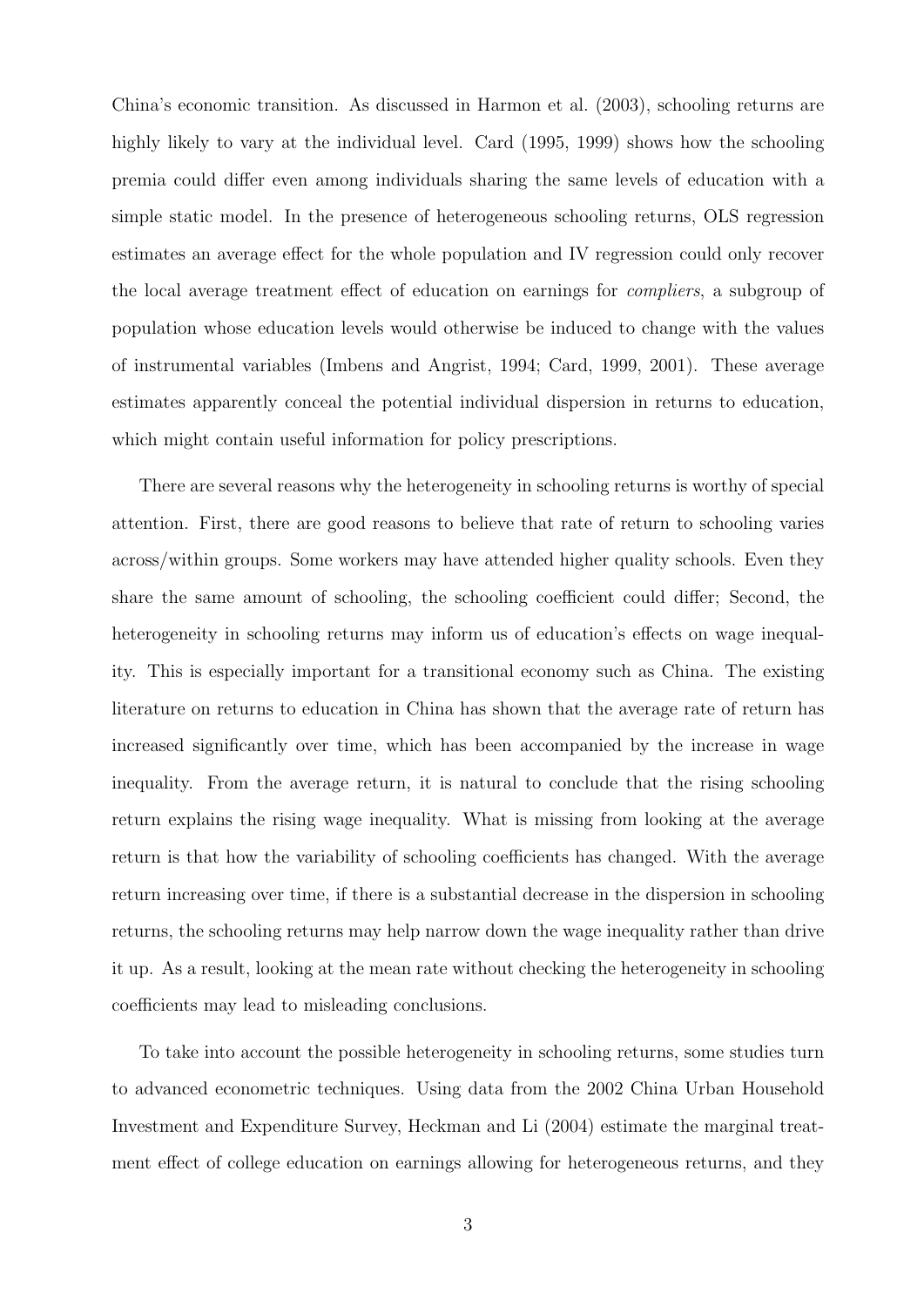China's economic transition. As discussed in Harmon et al. (2003), schooling returns are highly likely to vary at the individual level. Card (1995, 1999) shows how the schooling premia could differ even among individuals sharing the same levels of education with a simple static model. In the presence of heterogeneous schooling returns, OLS regression estimates an average effect for the whole population and IV regression could only recover the local average treatment effect of education on earnings for *compliers*, a subgroup of population whose education levels would otherwise be induced to change with the values of instrumental variables (Imbens and Angrist, 1994; Card, 1999, 2001). These average estimates apparently conceal the potential individual dispersion in returns to education, which might contain useful information for policy prescriptions.

There are several reasons why the heterogeneity in schooling returns is worthy of special attention. First, there are good reasons to believe that rate of return to schooling varies across/within groups. Some workers may have attended higher quality schools. Even they share the same amount of schooling, the schooling coefficient could differ; Second, the heterogeneity in schooling returns may inform us of education's effects on wage inequality. This is especially important for a transitional economy such as China. The existing literature on returns to education in China has shown that the average rate of return has increased significantly over time, which has been accompanied by the increase in wage inequality. From the average return, it is natural to conclude that the rising schooling return explains the rising wage inequality. What is missing from looking at the average return is that how the variability of schooling coefficients has changed. With the average return increasing over time, if there is a substantial decrease in the dispersion in schooling returns, the schooling returns may help narrow down the wage inequality rather than drive it up. As a result, looking at the mean rate without checking the heterogeneity in schooling coefficients may lead to misleading conclusions.

To take into account the possible heterogeneity in schooling returns, some studies turn to advanced econometric techniques. Using data from the 2002 China Urban Household Investment and Expenditure Survey, Heckman and Li (2004) estimate the marginal treatment effect of college education on earnings allowing for heterogeneous returns, and they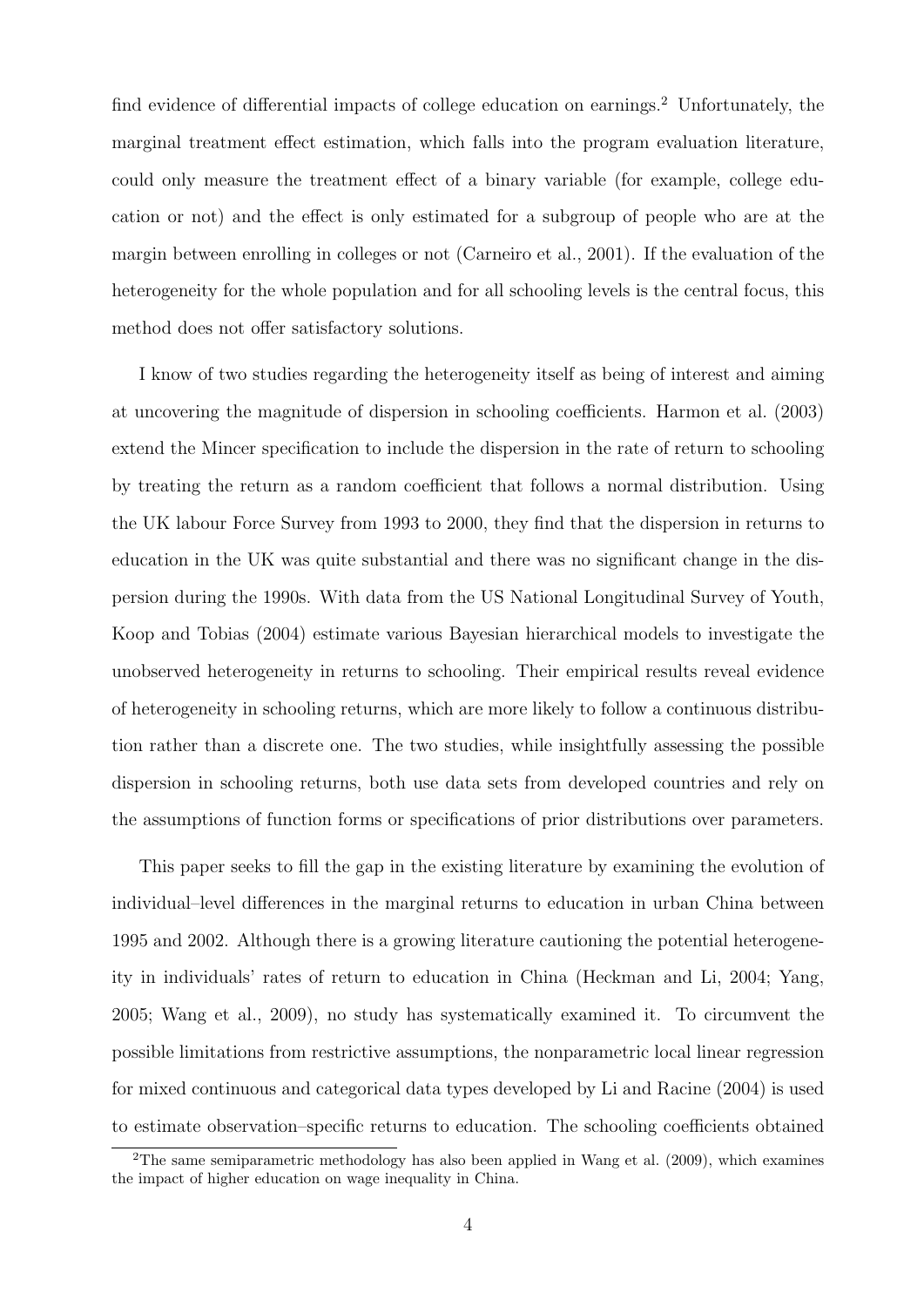find evidence of differential impacts of college education on earnings.[2] Unfortunately, the marginal treatment effect estimation, which falls into the program evaluation literature, could only measure the treatment effect of a binary variable (for example, college education or not) and the effect is only estimated for a subgroup of people who are at the margin between enrolling in colleges or not (Carneiro et al., 2001). If the evaluation of the heterogeneity for the whole population and for all schooling levels is the central focus, this method does not offer satisfactory solutions.

I know of two studies regarding the heterogeneity itself as being of interest and aiming at uncovering the magnitude of dispersion in schooling coefficients. Harmon et al. (2003) extend the Mincer specification to include the dispersion in the rate of return to schooling by treating the return as a random coefficient that follows a normal distribution. Using the UK labour Force Survey from 1993 to 2000, they find that the dispersion in returns to education in the UK was quite substantial and there was no significant change in the dispersion during the 1990s. With data from the US National Longitudinal Survey of Youth, Koop and Tobias (2004) estimate various Bayesian hierarchical models to investigate the unobserved heterogeneity in returns to schooling. Their empirical results reveal evidence of heterogeneity in schooling returns, which are more likely to follow a continuous distribution rather than a discrete one. The two studies, while insightfully assessing the possible dispersion in schooling returns, both use data sets from developed countries and rely on the assumptions of function forms or specifications of prior distributions over parameters.

This paper seeks to fill the gap in the existing literature by examining the evolution of individual–level differences in the marginal returns to education in urban China between 1995 and 2002. Although there is a growing literature cautioning the potential heterogeneity in individuals' rates of return to education in China (Heckman and Li, 2004; Yang, 2005; Wang et al., 2009), no study has systematically examined it. To circumvent the possible limitations from restrictive assumptions, the nonparametric local linear regression for mixed continuous and categorical data types developed by Li and Racine (2004) is used to estimate observation–specific returns to education. The schooling coefficients obtained

[2] The same semiparametric methodology has also been applied in Wang et al. (2009), which examines the impact of higher education on wage inequality in China.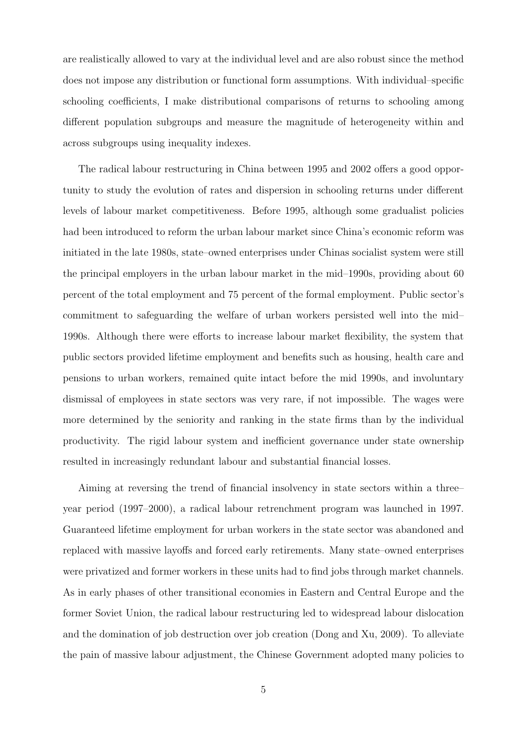are realistically allowed to vary at the individual level and are also robust since the method does not impose any distribution or functional form assumptions. With individual–specific schooling coefficients, I make distributional comparisons of returns to schooling among different population subgroups and measure the magnitude of heterogeneity within and across subgroups using inequality indexes.

The radical labour restructuring in China between 1995 and 2002 offers a good opportunity to study the evolution of rates and dispersion in schooling returns under different levels of labour market competitiveness. Before 1995, although some gradualist policies had been introduced to reform the urban labour market since China's economic reform was initiated in the late 1980s, state–owned enterprises under Chinas socialist system were still the principal employers in the urban labour market in the mid–1990s, providing about 60 percent of the total employment and 75 percent of the formal employment. Public sector's commitment to safeguarding the welfare of urban workers persisted well into the mid–1990s. Although there were efforts to increase labour market flexibility, the system that public sectors provided lifetime employment and benefits such as housing, health care and pensions to urban workers, remained quite intact before the mid 1990s, and involuntary dismissal of employees in state sectors was very rare, if not impossible. The wages were more determined by the seniority and ranking in the state firms than by the individual productivity. The rigid labour system and inefficient governance under state ownership resulted in increasingly redundant labour and substantial financial losses.

Aiming at reversing the trend of financial insolvency in state sectors within a three–year period (1997–2000), a radical labour retrenchment program was launched in 1997. Guaranteed lifetime employment for urban workers in the state sector was abandoned and replaced with massive layoffs and forced early retirements. Many state–owned enterprises were privatized and former workers in these units had to find jobs through market channels. As in early phases of other transitional economies in Eastern and Central Europe and the former Soviet Union, the radical labour restructuring led to widespread labour dislocation and the domination of job destruction over job creation (Dong and Xu, 2009). To alleviate the pain of massive labour adjustment, the Chinese Government adopted many policies to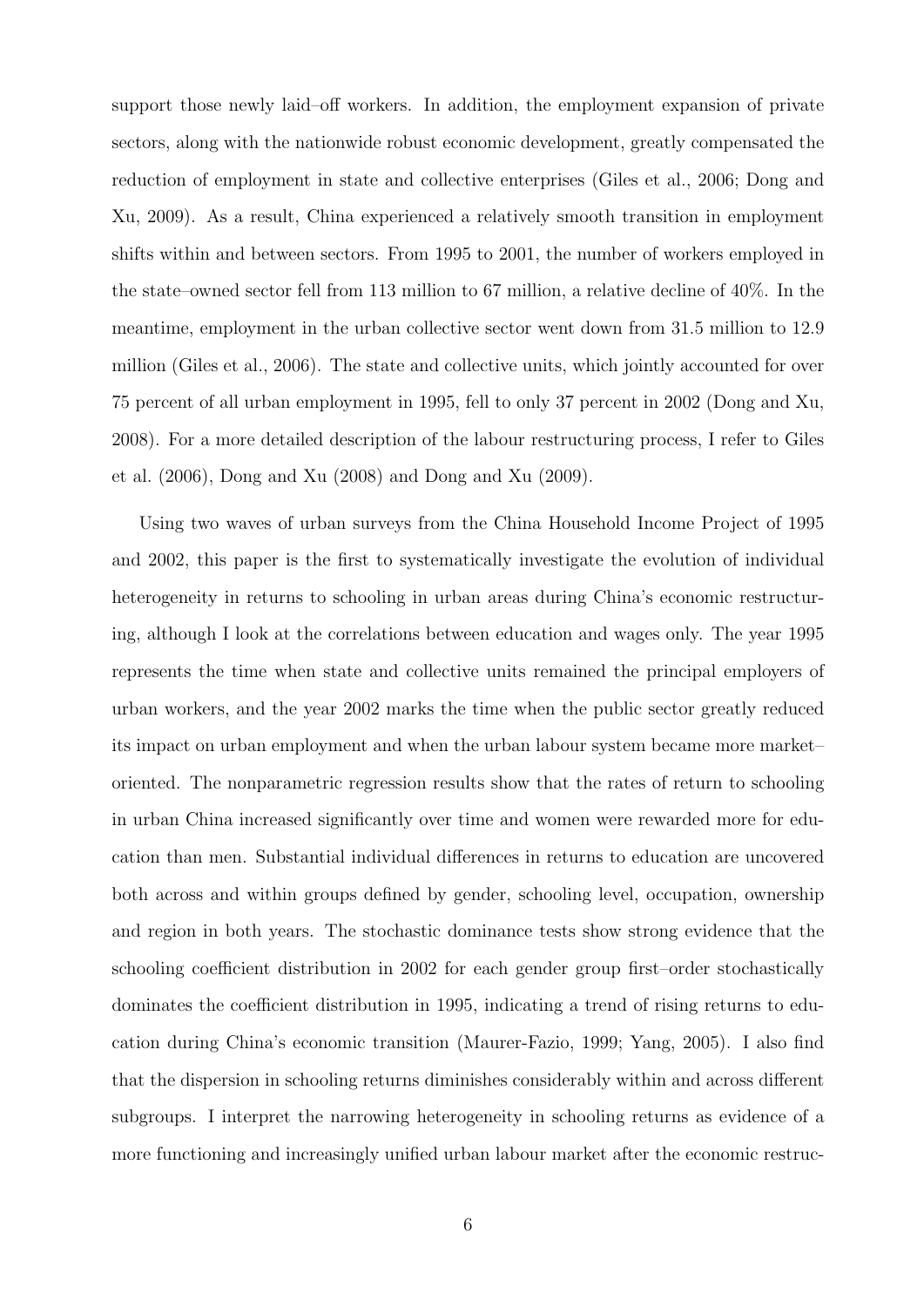support those newly laid–off workers. In addition, the employment expansion of private sectors, along with the nationwide robust economic development, greatly compensated the reduction of employment in state and collective enterprises (Giles et al., 2006; Dong and Xu, 2009). As a result, China experienced a relatively smooth transition in employment shifts within and between sectors. From 1995 to 2001, the number of workers employed in the state–owned sector fell from 113 million to 67 million, a relative decline of 40%. In the meantime, employment in the urban collective sector went down from 31.5 million to 12.9 million (Giles et al., 2006). The state and collective units, which jointly accounted for over 75 percent of all urban employment in 1995, fell to only 37 percent in 2002 (Dong and Xu, 2008). For a more detailed description of the labour restructuring process, I refer to Giles et al. (2006), Dong and Xu (2008) and Dong and Xu (2009).

Using two waves of urban surveys from the China Household Income Project of 1995 and 2002, this paper is the first to systematically investigate the evolution of individual heterogeneity in returns to schooling in urban areas during China's economic restructuring, although I look at the correlations between education and wages only. The year 1995 represents the time when state and collective units remained the principal employers of urban workers, and the year 2002 marks the time when the public sector greatly reduced its impact on urban employment and when the urban labour system became more market–oriented. The nonparametric regression results show that the rates of return to schooling in urban China increased significantly over time and women were rewarded more for education than men. Substantial individual differences in returns to education are uncovered both across and within groups defined by gender, schooling level, occupation, ownership and region in both years. The stochastic dominance tests show strong evidence that the schooling coefficient distribution in 2002 for each gender group first–order stochastically dominates the coefficient distribution in 1995, indicating a trend of rising returns to education during China's economic transition (Maurer-Fazio, 1999; Yang, 2005). I also find that the dispersion in schooling returns diminishes considerably within and across different subgroups. I interpret the narrowing heterogeneity in schooling returns as evidence of a more functioning and increasingly unified urban labour market after the economic restruc-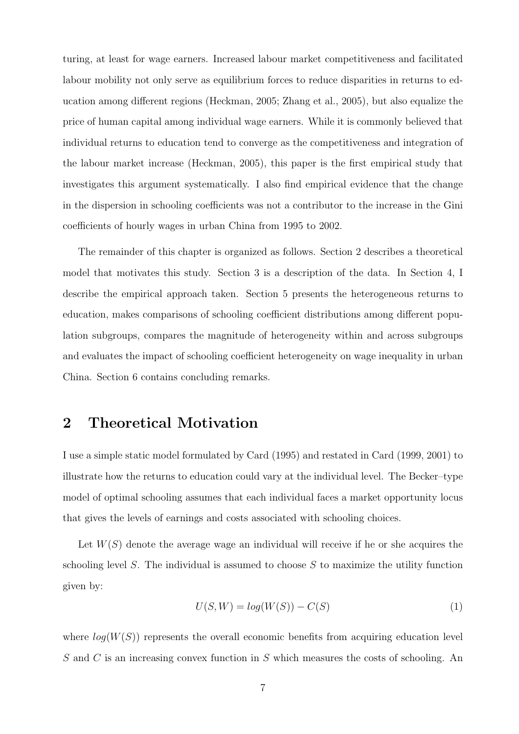turing, at least for wage earners. Increased labour market competitiveness and facilitated labour mobility not only serve as equilibrium forces to reduce disparities in returns to education among different regions (Heckman, 2005; Zhang et al., 2005), but also equalize the price of human capital among individual wage earners. While it is commonly believed that individual returns to education tend to converge as the competitiveness and integration of the labour market increase (Heckman, 2005), this paper is the first empirical study that investigates this argument systematically. I also find empirical evidence that the change in the dispersion in schooling coefficients was not a contributor to the increase in the Gini coefficients of hourly wages in urban China from 1995 to 2002.

The remainder of this chapter is organized as follows. Section 2 describes a theoretical model that motivates this study. Section 3 is a description of the data. In Section 4, I describe the empirical approach taken. Section 5 presents the heterogeneous returns to education, makes comparisons of schooling coefficient distributions among different population subgroups, compares the magnitude of heterogeneity within and across subgroups and evaluates the impact of schooling coefficient heterogeneity on wage inequality in urban China. Section 6 contains concluding remarks.

## 2 Theoretical Motivation

I use a simple static model formulated by Card (1995) and restated in Card (1999, 2001) to illustrate how the returns to education could vary at the individual level. The Becker–type model of optimal schooling assumes that each individual faces a market opportunity locus that gives the levels of earnings and costs associated with schooling choices.

Let $W(S)$ denote the average wage an individual will receive if he or she acquires the schooling level $S$. The individual is assumed to choose $S$ to maximize the utility function given by:

$$U(S, W) = log(W(S)) - C(S) \tag{1}$$

where $log(W(S))$ represents the overall economic benefits from acquiring education level $S$ and $C$ is an increasing convex function in $S$ which measures the costs of schooling. An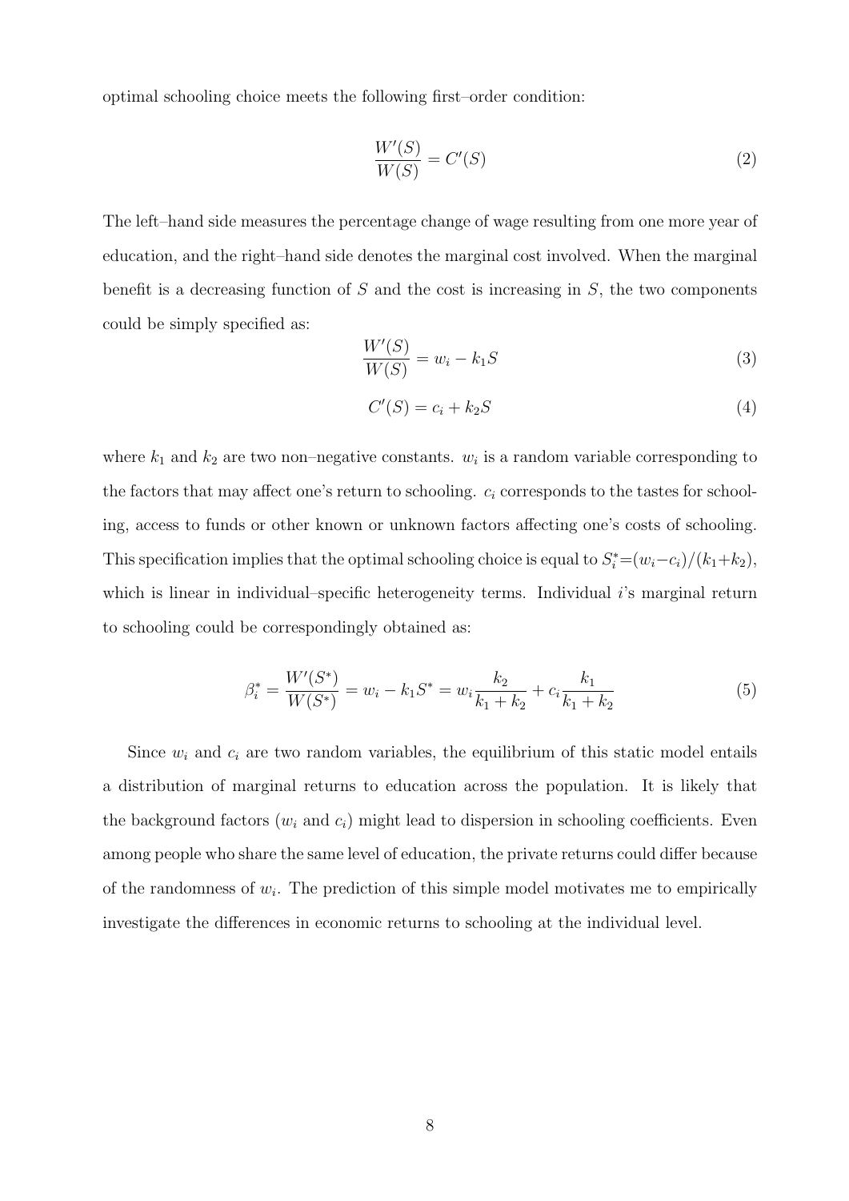optimal schooling choice meets the following first–order condition:

$$\frac{W'(S)}{W(S)} = C'(S) \tag{2}$$

The left–hand side measures the percentage change of wage resulting from one more year of education, and the right–hand side denotes the marginal cost involved. When the marginal benefit is a decreasing function of $S$ and the cost is increasing in $S$, the two components could be simply specified as:

$$\frac{W'(S)}{W(S)} = w_i - k_1 S \tag{3}$$

$$C'(S) = c_i + k_2 S \tag{4}$$

where $k_1$ and $k_2$ are two non–negative constants. $w_i$ is a random variable corresponding to the factors that may affect one's return to schooling. $c_i$ corresponds to the tastes for schooling, access to funds or other known or unknown factors affecting one's costs of schooling. This specification implies that the optimal schooling choice is equal to $S_i^* = (w_i - c_i)/(k_1 + k_2)$, which is linear in individual–specific heterogeneity terms. Individual $i$'s marginal return to schooling could be correspondingly obtained as:

$$\beta_i^* = \frac{W'(S^*)}{W(S^*)} = w_i - k_1 S^* = w_i \frac{k_2}{k_1 + k_2} + c_i \frac{k_1}{k_1 + k_2} \tag{5}$$

Since $w_i$ and $c_i$ are two random variables, the equilibrium of this static model entails a distribution of marginal returns to education across the population. It is likely that the background factors ($w_i$ and $c_i$) might lead to dispersion in schooling coefficients. Even among people who share the same level of education, the private returns could differ because of the randomness of $w_i$. The prediction of this simple model motivates me to empirically investigate the differences in economic returns to schooling at the individual level.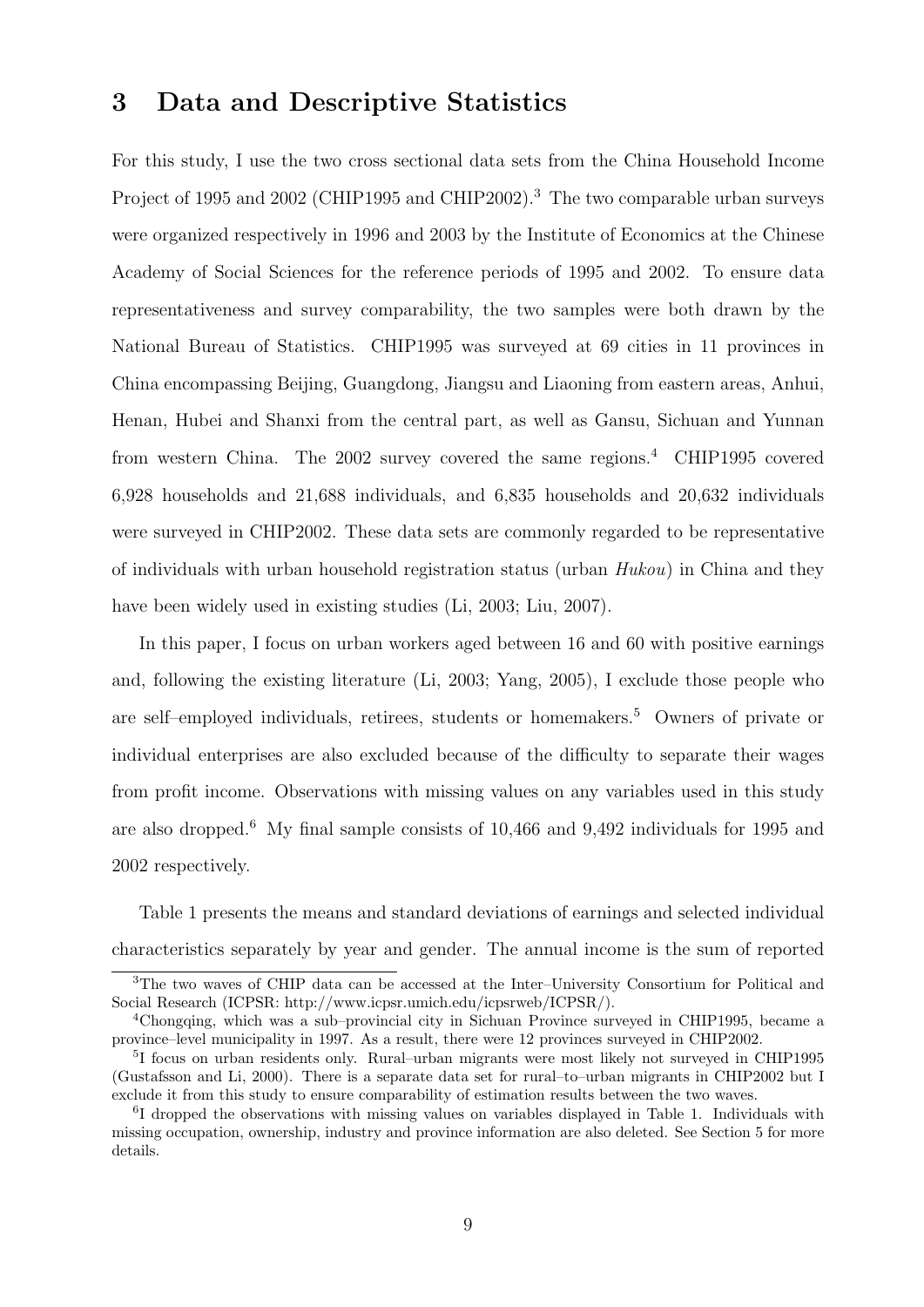# 3 Data and Descriptive Statistics

For this study, I use the two cross sectional data sets from the China Household Income Project of 1995 and 2002 (CHIP1995 and CHIP2002).[3] The two comparable urban surveys were organized respectively in 1996 and 2003 by the Institute of Economics at the Chinese Academy of Social Sciences for the reference periods of 1995 and 2002. To ensure data representativeness and survey comparability, the two samples were both drawn by the National Bureau of Statistics. CHIP1995 was surveyed at 69 cities in 11 provinces in China encompassing Beijing, Guangdong, Jiangsu and Liaoning from eastern areas, Anhui, Henan, Hubei and Shanxi from the central part, as well as Gansu, Sichuan and Yunnan from western China. The 2002 survey covered the same regions.[4] CHIP1995 covered 6,928 households and 21,688 individuals, and 6,835 households and 20,632 individuals were surveyed in CHIP2002. These data sets are commonly regarded to be representative of individuals with urban household registration status (urban *Hukou*) in China and they have been widely used in existing studies (Li, 2003; Liu, 2007).

In this paper, I focus on urban workers aged between 16 and 60 with positive earnings and, following the existing literature (Li, 2003; Yang, 2005), I exclude those people who are self–employed individuals, retirees, students or homemakers.[5] Owners of private or individual enterprises are also excluded because of the difficulty to separate their wages from profit income. Observations with missing values on any variables used in this study are also dropped.[6] My final sample consists of 10,466 and 9,492 individuals for 1995 and 2002 respectively.

Table 1 presents the means and standard deviations of earnings and selected individual characteristics separately by year and gender. The annual income is the sum of reported

---

[3] The two waves of CHIP data can be accessed at the Inter–University Consortium for Political and Social Research (ICPSR: http://www.icpsr.umich.edu/icpsrweb/ICPSR/).

[4] Chongqing, which was a sub–provincial city in Sichuan Province surveyed in CHIP1995, became a province–level municipality in 1997. As a result, there were 12 provinces surveyed in CHIP2002.

[5] I focus on urban residents only. Rural–urban migrants were most likely not surveyed in CHIP1995 (Gustafsson and Li, 2000). There is a separate data set for rural–to–urban migrants in CHIP2002 but I exclude it from this study to ensure comparability of estimation results between the two waves.

[6] I dropped the observations with missing values on variables displayed in Table 1. Individuals with missing occupation, ownership, industry and province information are also deleted. See Section 5 for more details.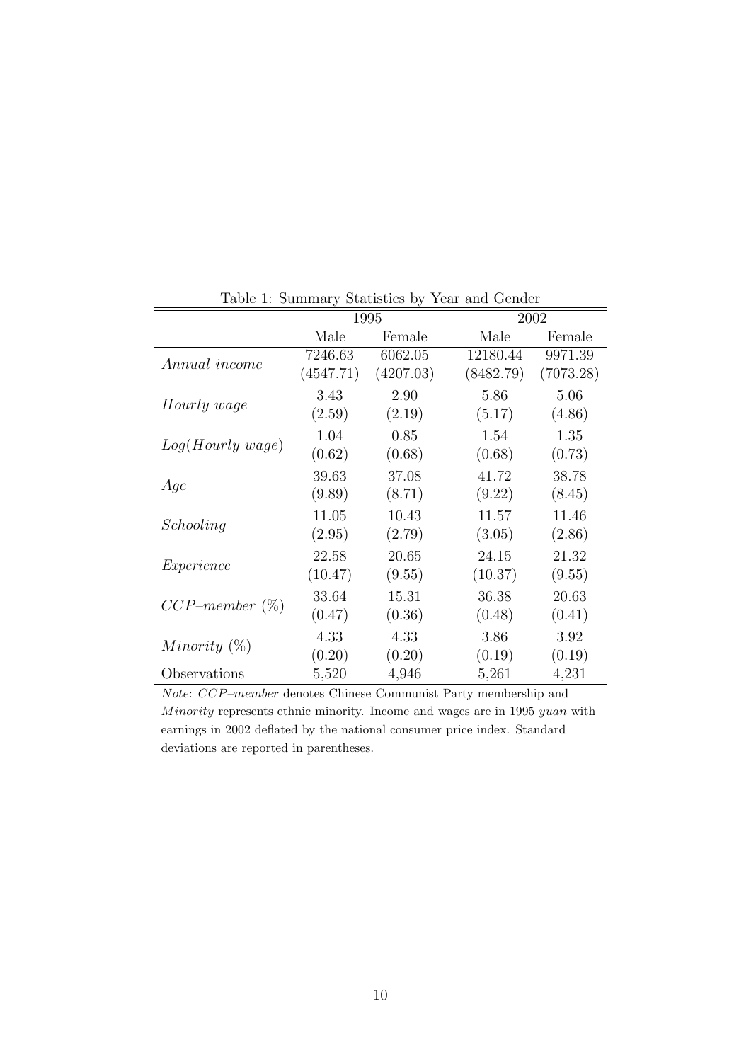Table 1: Summary Statistics by Year and Gender

| | 1995 | | 2002 | |
|---|---|---|---|---|
| | Male | Female | Male | Female |
| *Annual income* | 7246.63 | 6062.05 | 12180.44 | 9971.39 |
| | (4547.71) | (4207.03) | (8482.79) | (7073.28) |
| *Hourly wage* | 3.43 | 2.90 | 5.86 | 5.06 |
| | (2.59) | (2.19) | (5.17) | (4.86) |
| *Log(Hourly wage)* | 1.04 | 0.85 | 1.54 | 1.35 |
| | (0.62) | (0.68) | (0.68) | (0.73) |
| *Age* | 39.63 | 37.08 | 41.72 | 38.78 |
| | (9.89) | (8.71) | (9.22) | (8.45) |
| *Schooling* | 11.05 | 10.43 | 11.57 | 11.46 |
| | (2.95) | (2.79) | (3.05) | (2.86) |
| *Experience* | 22.58 | 20.65 | 24.15 | 21.32 |
| | (10.47) | (9.55) | (10.37) | (9.55) |
| *CCP–member* (%) | 33.64 | 15.31 | 36.38 | 20.63 |
| | (0.47) | (0.36) | (0.48) | (0.41) |
| *Minority* (%) | 4.33 | 4.33 | 3.86 | 3.92 |
| | (0.20) | (0.20) | (0.19) | (0.19) |
| Observations | 5,520 | 4,946 | 5,261 | 4,231 |

*Note*: *CCP–member* denotes Chinese Communist Party membership and *Minority* represents ethnic minority. Income and wages are in 1995 *yuan* with earnings in 2002 deflated by the national consumer price index. Standard deviations are reported in parentheses.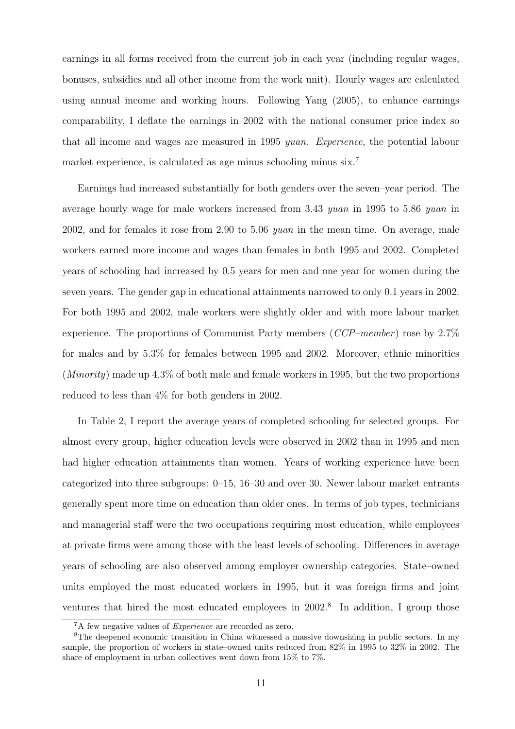earnings in all forms received from the current job in each year (including regular wages, bonuses, subsidies and all other income from the work unit). Hourly wages are calculated using annual income and working hours. Following Yang (2005), to enhance earnings comparability, I deflate the earnings in 2002 with the national consumer price index so that all income and wages are measured in 1995 *yuan*. *Experience*, the potential labour market experience, is calculated as age minus schooling minus six.[7]

Earnings had increased substantially for both genders over the seven–year period. The average hourly wage for male workers increased from 3.43 *yuan* in 1995 to 5.86 *yuan* in 2002, and for females it rose from 2.90 to 5.06 *yuan* in the mean time. On average, male workers earned more income and wages than females in both 1995 and 2002. Completed years of schooling had increased by 0.5 years for men and one year for women during the seven years. The gender gap in educational attainments narrowed to only 0.1 years in 2002. For both 1995 and 2002, male workers were slightly older and with more labour market experience. The proportions of Communist Party members (*CCP–member*) rose by 2.7% for males and by 5.3% for females between 1995 and 2002. Moreover, ethnic minorities (*Minority*) made up 4.3% of both male and female workers in 1995, but the two proportions reduced to less than 4% for both genders in 2002.

In Table 2, I report the average years of completed schooling for selected groups. For almost every group, higher education levels were observed in 2002 than in 1995 and men had higher education attainments than women. Years of working experience have been categorized into three subgroups: 0–15, 16–30 and over 30. Newer labour market entrants generally spent more time on education than older ones. In terms of job types, technicians and managerial staff were the two occupations requiring most education, while employees at private firms were among those with the least levels of schooling. Differences in average years of schooling are also observed among employer ownership categories. State–owned units employed the most educated workers in 1995, but it was foreign firms and joint ventures that hired the most educated employees in 2002.[8] In addition, I group those

[7] A few negative values of *Experience* are recorded as zero.

[8] The deepened economic transition in China witnessed a massive downsizing in public sectors. In my sample, the proportion of workers in state–owned units reduced from 82% in 1995 to 32% in 2002. The share of employment in urban collectives went down from 15% to 7%.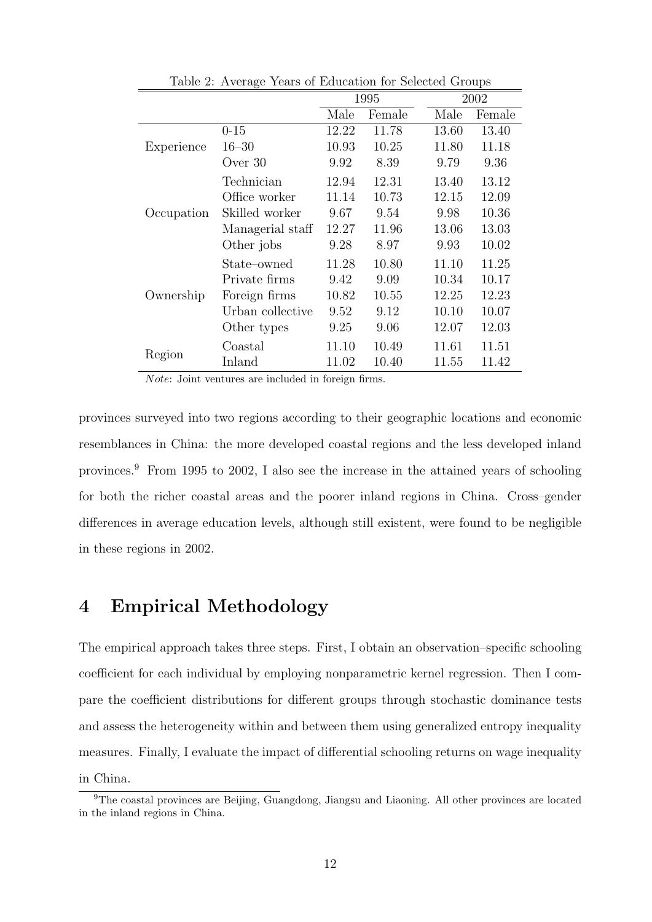Table 2: Average Years of Education for Selected Groups

| | | 1995 | | 2002 | |
|---|---|---|---|---|---|
| | | Male | Female | Male | Female |
| Experience | 0-15 | 12.22 | 11.78 | 13.60 | 13.40 |
| | 16–30 | 10.93 | 10.25 | 11.80 | 11.18 |
| | Over 30 | 9.92 | 8.39 | 9.79 | 9.36 |
| Occupation | Technician | 12.94 | 12.31 | 13.40 | 13.12 |
| | Office worker | 11.14 | 10.73 | 12.15 | 12.09 |
| | Skilled worker | 9.67 | 9.54 | 9.98 | 10.36 |
| | Managerial staff | 12.27 | 11.96 | 13.06 | 13.03 |
| | Other jobs | 9.28 | 8.97 | 9.93 | 10.02 |
| Ownership | State–owned | 11.28 | 10.80 | 11.10 | 11.25 |
| | Private firms | 9.42 | 9.09 | 10.34 | 10.17 |
| | Foreign firms | 10.82 | 10.55 | 12.25 | 12.23 |
| | Urban collective | 9.52 | 9.12 | 10.10 | 10.07 |
| | Other types | 9.25 | 9.06 | 12.07 | 12.03 |
| Region | Coastal | 11.10 | 10.49 | 11.61 | 11.51 |
| | Inland | 11.02 | 10.40 | 11.55 | 11.42 |

*Note*: Joint ventures are included in foreign firms.

provinces surveyed into two regions according to their geographic locations and economic resemblances in China: the more developed coastal regions and the less developed inland provinces.[9] From 1995 to 2002, I also see the increase in the attained years of schooling for both the richer coastal areas and the poorer inland regions in China. Cross–gender differences in average education levels, although still existent, were found to be negligible in these regions in 2002.

# 4 Empirical Methodology

The empirical approach takes three steps. First, I obtain an observation–specific schooling coefficient for each individual by employing nonparametric kernel regression. Then I compare the coefficient distributions for different groups through stochastic dominance tests and assess the heterogeneity within and between them using generalized entropy inequality measures. Finally, I evaluate the impact of differential schooling returns on wage inequality in China.

[9] The coastal provinces are Beijing, Guangdong, Jiangsu and Liaoning. All other provinces are located in the inland regions in China.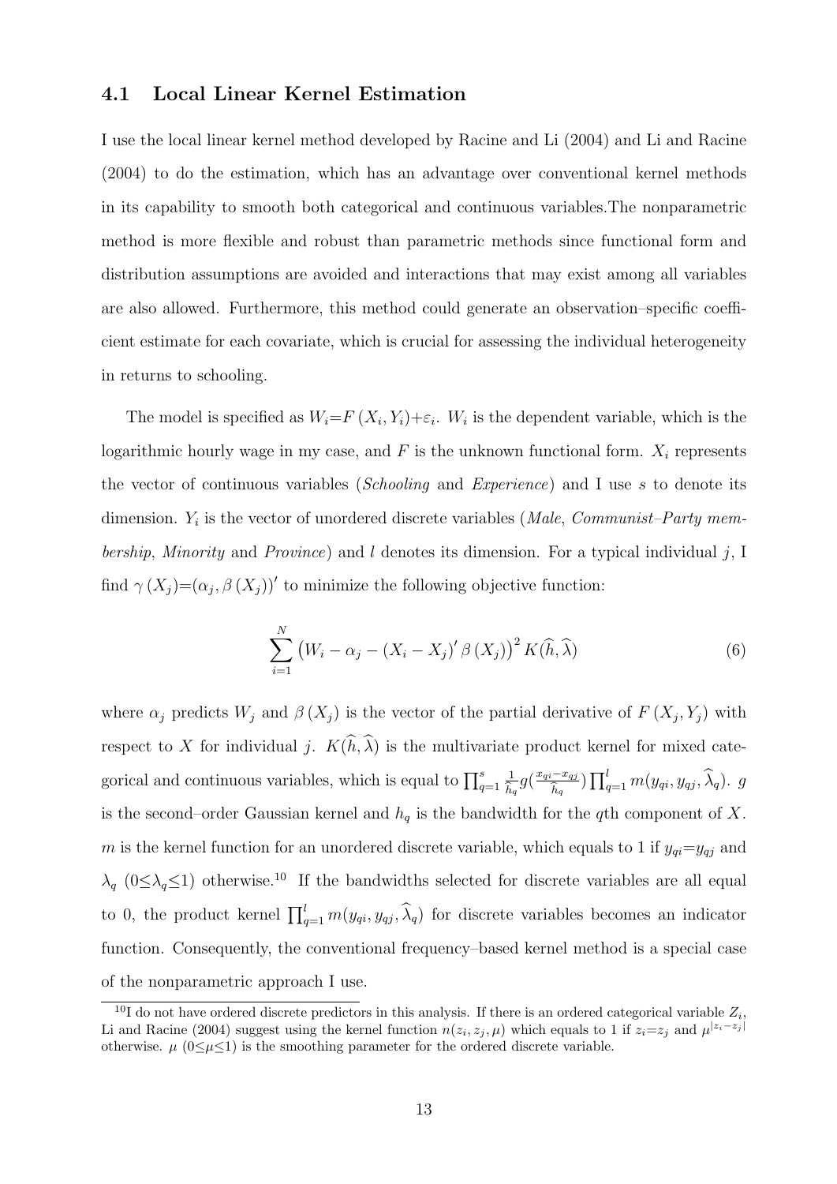### 4.1 Local Linear Kernel Estimation

I use the local linear kernel method developed by Racine and Li (2004) and Li and Racine (2004) to do the estimation, which has an advantage over conventional kernel methods in its capability to smooth both categorical and continuous variables.The nonparametric method is more flexible and robust than parametric methods since functional form and distribution assumptions are avoided and interactions that may exist among all variables are also allowed. Furthermore, this method could generate an observation–specific coefficient estimate for each covariate, which is crucial for assessing the individual heterogeneity in returns to schooling.

The model is specified as $W_i = F(X_i, Y_i) + \varepsilon_i$. $W_i$ is the dependent variable, which is the logarithmic hourly wage in my case, and $F$ is the unknown functional form. $X_i$ represents the vector of continuous variables (*Schooling* and *Experience*) and I use $s$ to denote its dimension. $Y_i$ is the vector of unordered discrete variables (*Male*, *Communist–Party membership*, *Minority* and *Province*) and $l$ denotes its dimension. For a typical individual $j$, I find $\gamma(X_j) = (\alpha_j, \beta(X_j))'$ to minimize the following objective function:

$$\sum_{i=1}^{N} \left(W_i - \alpha_j - (X_i - X_j)' \beta(X_j)\right)^2 K(\widehat{h}, \widehat{\lambda}) \tag{6}$$

where $\alpha_j$ predicts $W_j$ and $\beta(X_j)$ is the vector of the partial derivative of $F(X_j, Y_j)$ with respect to $X$ for individual $j$. $K(\widehat{h}, \widehat{\lambda})$ is the multivariate product kernel for mixed categorical and continuous variables, which is equal to $\prod_{q=1}^{s} \frac{1}{\widehat{h}_q} g(\frac{x_{qi} - x_{qj}}{\widehat{h}_q}) \prod_{q=1}^{l} m(y_{qi}, y_{qj}, \widehat{\lambda}_q)$. $g$ is the second–order Gaussian kernel and $h_q$ is the bandwidth for the $q$th component of $X$. $m$ is the kernel function for an unordered discrete variable, which equals to 1 if $y_{qi} = y_{qj}$ and $\lambda_q$ ($0 \leq \lambda_q \leq 1$) otherwise.[10] If the bandwidths selected for discrete variables are all equal to 0, the product kernel $\prod_{q=1}^{l} m(y_{qi}, y_{qj}, \widehat{\lambda}_q)$ for discrete variables becomes an indicator function. Consequently, the conventional frequency–based kernel method is a special case of the nonparametric approach I use.

[10] I do not have ordered discrete predictors in this analysis. If there is an ordered categorical variable $Z_i$, Li and Racine (2004) suggest using the kernel function $n(z_i, z_j, \mu)$ which equals to 1 if $z_i = z_j$ and $\mu^{|z_i - z_j|}$ otherwise. $\mu$ ($0 \leq \mu \leq 1$) is the smoothing parameter for the ordered discrete variable.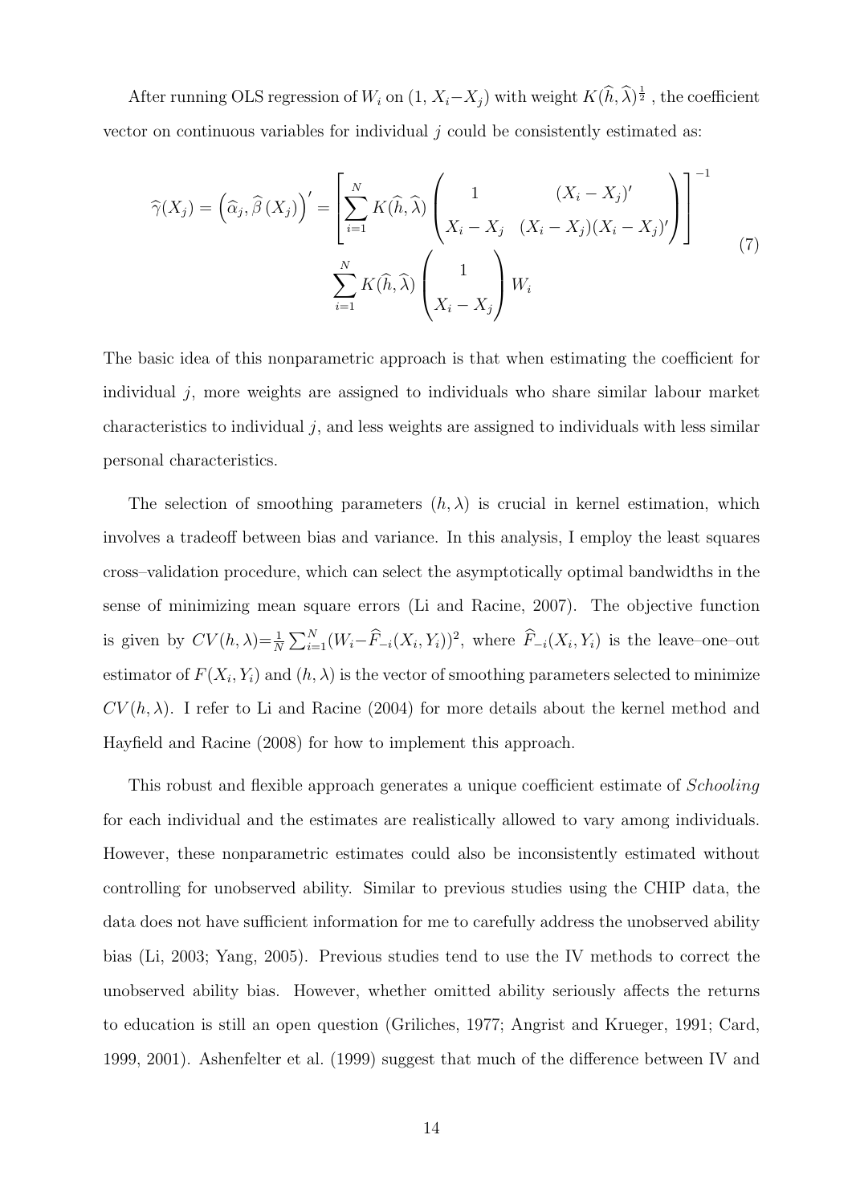After running OLS regression of $W_i$ on $(1, X_i - X_j)$ with weight $K(\widehat{h}, \widehat{\lambda})^{\frac{1}{2}}$ , the coefficient vector on continuous variables for individual $j$ could be consistently estimated as:

$$
\widehat{\gamma}(X_j) = \left(\widehat{\alpha}_j, \widehat{\beta}\,(X_j)\right)' = \left[\sum_{i=1}^{N} K(\widehat{h}, \widehat{\lambda}) \begin{pmatrix} 1 & (X_i - X_j)' \\ X_i - X_j & (X_i - X_j)(X_i - X_j)' \end{pmatrix}\right]^{-1} \sum_{i=1}^{N} K(\widehat{h}, \widehat{\lambda}) \begin{pmatrix} 1 \\ X_i - X_j \end{pmatrix} W_i \tag{7}
$$

The basic idea of this nonparametric approach is that when estimating the coefficient for individual $j$, more weights are assigned to individuals who share similar labour market characteristics to individual $j$, and less weights are assigned to individuals with less similar personal characteristics.

The selection of smoothing parameters $(h, \lambda)$ is crucial in kernel estimation, which involves a tradeoff between bias and variance. In this analysis, I employ the least squares cross–validation procedure, which can select the asymptotically optimal bandwidths in the sense of minimizing mean square errors (Li and Racine, 2007). The objective function is given by $CV(h, \lambda) = \frac{1}{N}\sum_{i=1}^{N}(W_i - \widehat{F}_{-i}(X_i, Y_i))^2$, where $\widehat{F}_{-i}(X_i, Y_i)$ is the leave–one–out estimator of $F(X_i, Y_i)$ and $(h, \lambda)$ is the vector of smoothing parameters selected to minimize $CV(h, \lambda)$. I refer to Li and Racine (2004) for more details about the kernel method and Hayfield and Racine (2008) for how to implement this approach.

This robust and flexible approach generates a unique coefficient estimate of *Schooling* for each individual and the estimates are realistically allowed to vary among individuals. However, these nonparametric estimates could also be inconsistently estimated without controlling for unobserved ability. Similar to previous studies using the CHIP data, the data does not have sufficient information for me to carefully address the unobserved ability bias (Li, 2003; Yang, 2005). Previous studies tend to use the IV methods to correct the unobserved ability bias. However, whether omitted ability seriously affects the returns to education is still an open question (Griliches, 1977; Angrist and Krueger, 1991; Card, 1999, 2001). Ashenfelter et al. (1999) suggest that much of the difference between IV and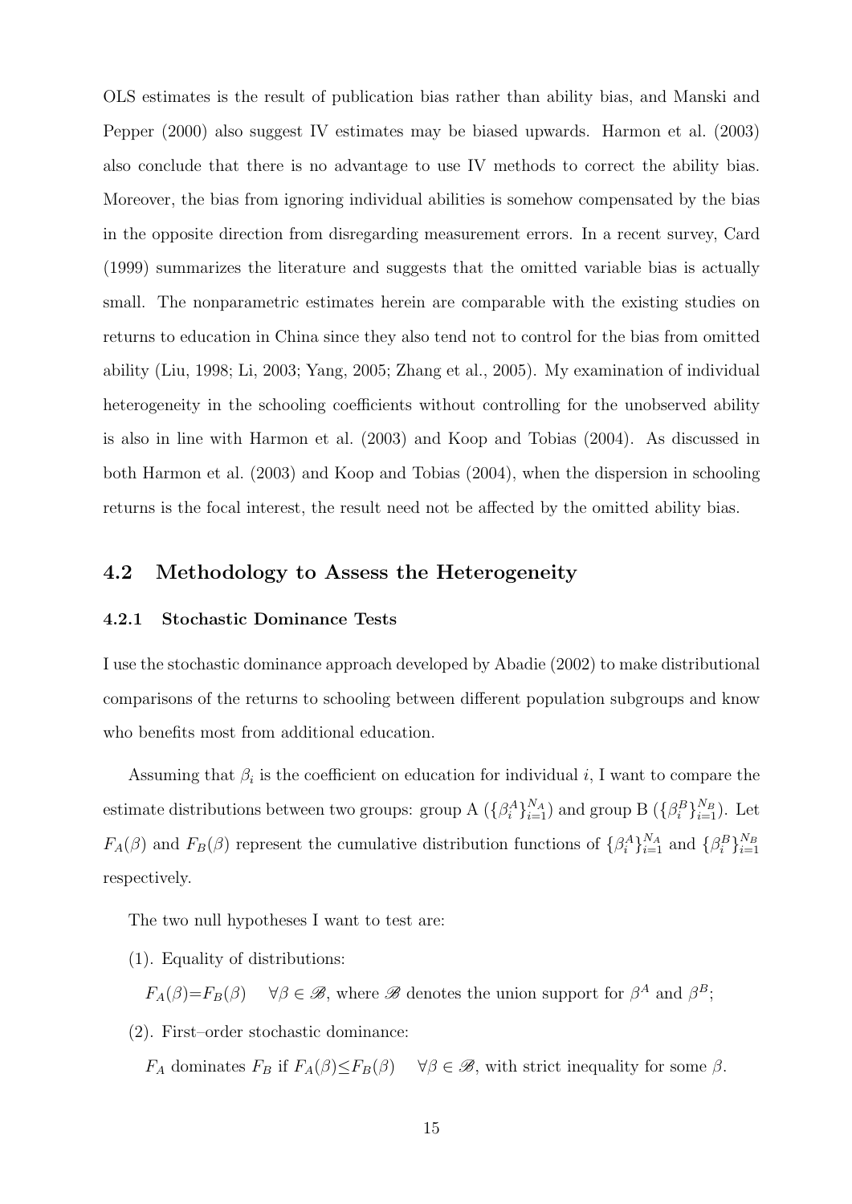OLS estimates is the result of publication bias rather than ability bias, and Manski and Pepper (2000) also suggest IV estimates may be biased upwards. Harmon et al. (2003) also conclude that there is no advantage to use IV methods to correct the ability bias. Moreover, the bias from ignoring individual abilities is somehow compensated by the bias in the opposite direction from disregarding measurement errors. In a recent survey, Card (1999) summarizes the literature and suggests that the omitted variable bias is actually small. The nonparametric estimates herein are comparable with the existing studies on returns to education in China since they also tend not to control for the bias from omitted ability (Liu, 1998; Li, 2003; Yang, 2005; Zhang et al., 2005). My examination of individual heterogeneity in the schooling coefficients without controlling for the unobserved ability is also in line with Harmon et al. (2003) and Koop and Tobias (2004). As discussed in both Harmon et al. (2003) and Koop and Tobias (2004), when the dispersion in schooling returns is the focal interest, the result need not be affected by the omitted ability bias.

## 4.2 Methodology to Assess the Heterogeneity

### 4.2.1 Stochastic Dominance Tests

I use the stochastic dominance approach developed by Abadie (2002) to make distributional comparisons of the returns to schooling between different population subgroups and know who benefits most from additional education.

Assuming that $\beta_i$ is the coefficient on education for individual $i$, I want to compare the estimate distributions between two groups: group A ($\{\beta_i^A\}_{i=1}^{N_A}$) and group B ($\{\beta_i^B\}_{i=1}^{N_B}$). Let $F_A(\beta)$ and $F_B(\beta)$ represent the cumulative distribution functions of $\{\beta_i^A\}_{i=1}^{N_A}$ and $\{\beta_i^B\}_{i=1}^{N_B}$ respectively.

The two null hypotheses I want to test are:

(1). Equality of distributions:

$F_A(\beta)=F_B(\beta) \quad \forall \beta \in \mathscr{B}$, where $\mathscr{B}$ denotes the union support for $\beta^A$ and $\beta^B$;

(2). First–order stochastic dominance:

$F_A$ dominates $F_B$ if $F_A(\beta) \leq F_B(\beta) \quad \forall \beta \in \mathscr{B}$, with strict inequality for some $\beta$.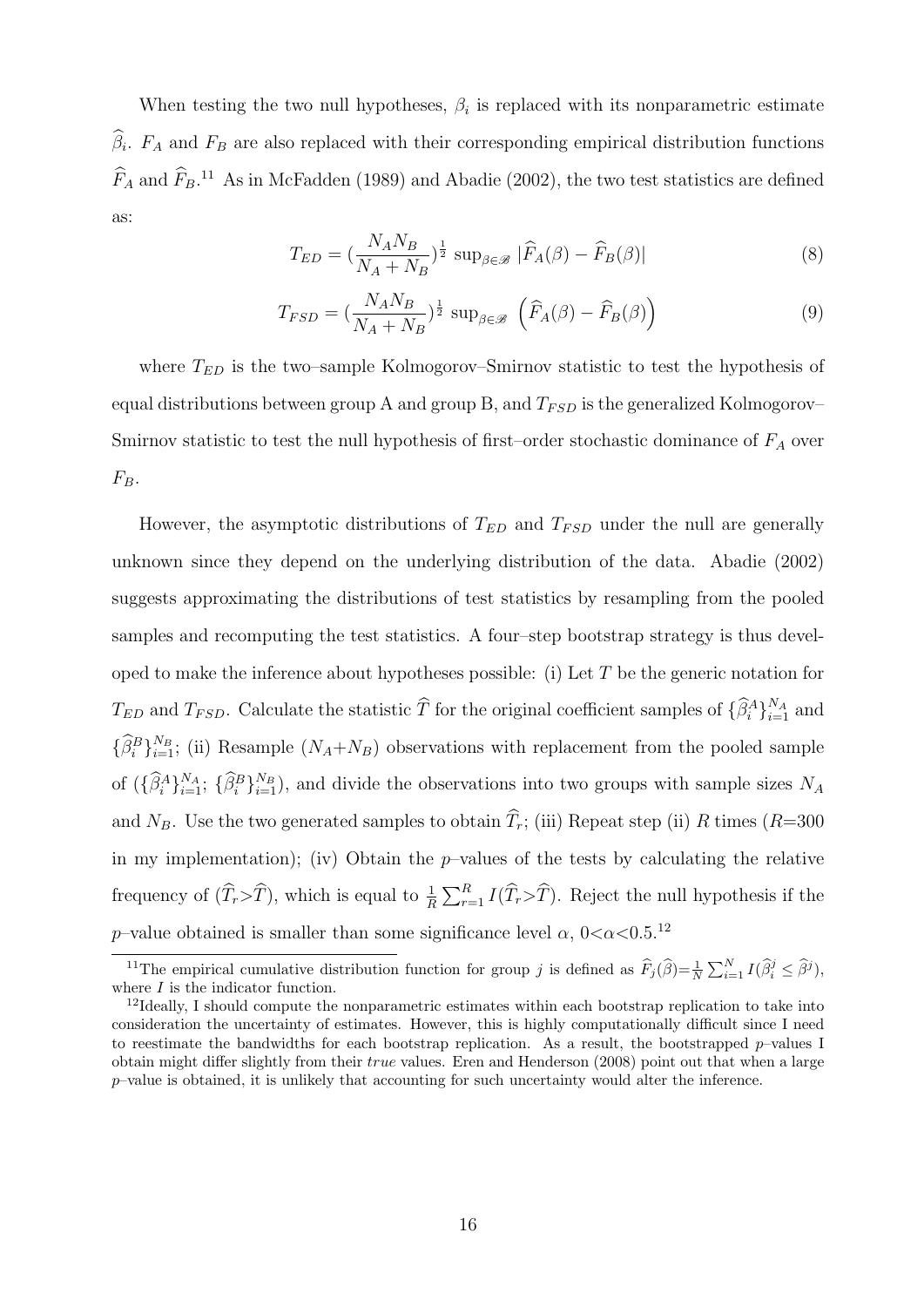When testing the two null hypotheses, $\beta_i$ is replaced with its nonparametric estimate $\widehat{\beta}_i$. $F_A$ and $F_B$ are also replaced with their corresponding empirical distribution functions $\widehat{F}_A$ and $\widehat{F}_B$.[11] As in McFadden (1989) and Abadie (2002), the two test statistics are defined as:

$$T_{ED} = (\frac{N_A N_B}{N_A + N_B})^{\frac{1}{2}} \ \sup_{\beta \in \mathscr{B}} |\widehat{F}_A(\beta) - \widehat{F}_B(\beta)| \tag{8}$$

$$T_{FSD} = (\frac{N_A N_B}{N_A + N_B})^{\frac{1}{2}} \ \sup_{\beta \in \mathscr{B}} \ \left(\widehat{F}_A(\beta) - \widehat{F}_B(\beta)\right) \tag{9}$$

where $T_{ED}$ is the two–sample Kolmogorov–Smirnov statistic to test the hypothesis of equal distributions between group A and group B, and $T_{FSD}$ is the generalized Kolmogorov–Smirnov statistic to test the null hypothesis of first–order stochastic dominance of $F_A$ over $F_B$.

However, the asymptotic distributions of $T_{ED}$ and $T_{FSD}$ under the null are generally unknown since they depend on the underlying distribution of the data. Abadie (2002) suggests approximating the distributions of test statistics by resampling from the pooled samples and recomputing the test statistics. A four–step bootstrap strategy is thus developed to make the inference about hypotheses possible: (i) Let $T$ be the generic notation for $T_{ED}$ and $T_{FSD}$. Calculate the statistic $\widehat{T}$ for the original coefficient samples of $\{\widehat{\beta}_i^A\}_{i=1}^{N_A}$ and $\{\widehat{\beta}_i^B\}_{i=1}^{N_B}$; (ii) Resample $(N_A{+}N_B)$ observations with replacement from the pooled sample of $(\{\widehat{\beta}_i^A\}_{i=1}^{N_A};\ \{\widehat{\beta}_i^B\}_{i=1}^{N_B})$, and divide the observations into two groups with sample sizes $N_A$ and $N_B$. Use the two generated samples to obtain $\widehat{T}_r$; (iii) Repeat step (ii) $R$ times ($R$=300 in my implementation); (iv) Obtain the $p$–values of the tests by calculating the relative frequency of $(\widehat{T}_r{>}\widehat{T})$, which is equal to $\frac{1}{R}\sum_{r=1}^{R} I(\widehat{T}_r{>}\widehat{T})$. Reject the null hypothesis if the $p$–value obtained is smaller than some significance level $\alpha$, $0{<}\alpha{<}0.5$.[12]

[11] The empirical cumulative distribution function for group $j$ is defined as $\widehat{F}_j(\widehat{\beta}){=}\frac{1}{N}\sum_{i=1}^{N} I(\widehat{\beta}_i^j \leq \widehat{\beta}^j)$, where $I$ is the indicator function.

[12] Ideally, I should compute the nonparametric estimates within each bootstrap replication to take into consideration the uncertainty of estimates. However, this is highly computationally difficult since I need to reestimate the bandwidths for each bootstrap replication. As a result, the bootstrapped $p$–values I obtain might differ slightly from their *true* values. Eren and Henderson (2008) point out that when a large $p$–value is obtained, it is unlikely that accounting for such uncertainty would alter the inference.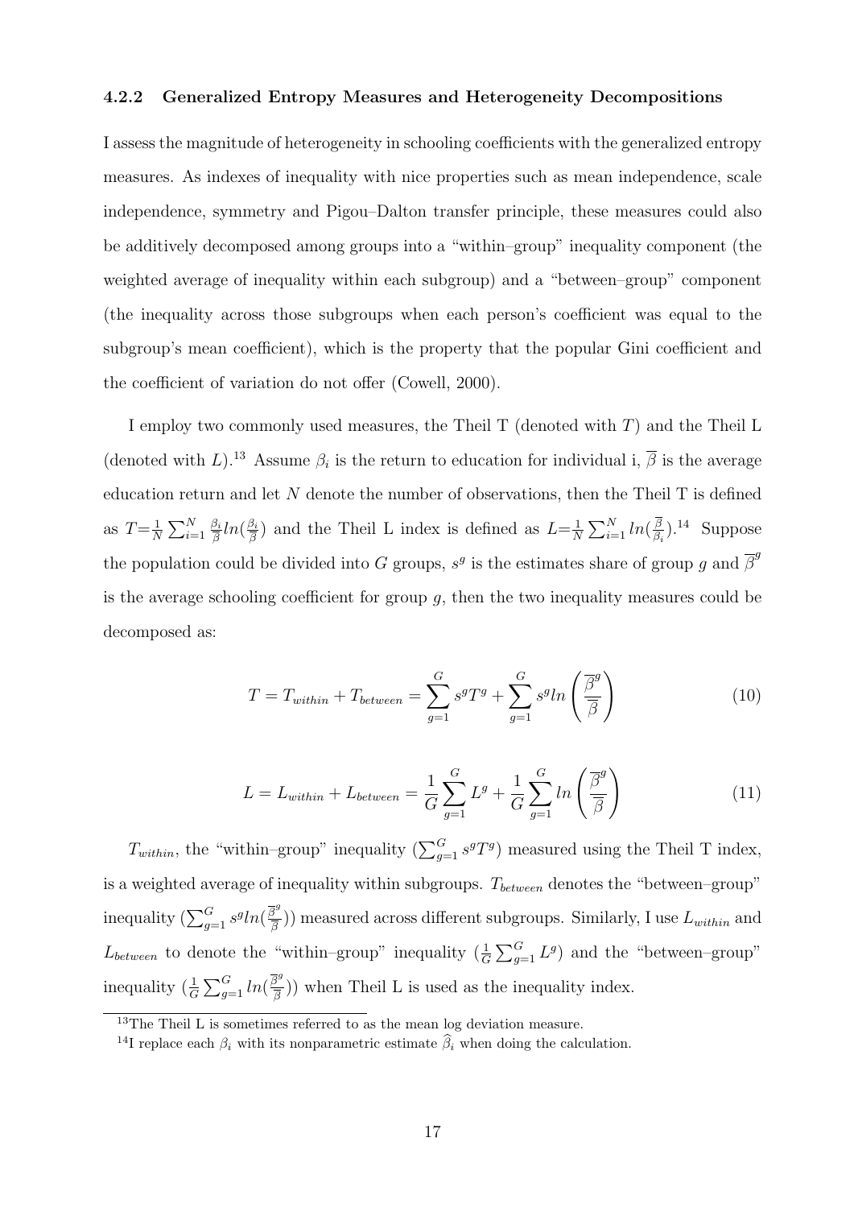### 4.2.2 Generalized Entropy Measures and Heterogeneity Decompositions

I assess the magnitude of heterogeneity in schooling coefficients with the generalized entropy measures. As indexes of inequality with nice properties such as mean independence, scale independence, symmetry and Pigou–Dalton transfer principle, these measures could also be additively decomposed among groups into a "within–group" inequality component (the weighted average of inequality within each subgroup) and a "between–group" component (the inequality across those subgroups when each person's coefficient was equal to the subgroup's mean coefficient), which is the property that the popular Gini coefficient and the coefficient of variation do not offer (Cowell, 2000).

I employ two commonly used measures, the Theil T (denoted with $T$) and the Theil L (denoted with $L$).[13] Assume $\beta_i$ is the return to education for individual i, $\overline{\beta}$ is the average education return and let $N$ denote the number of observations, then the Theil T is defined as $T=\frac{1}{N}\sum_{i=1}^{N}\frac{\beta_i}{\overline{\beta}}ln(\frac{\beta_i}{\overline{\beta}})$ and the Theil L index is defined as $L=\frac{1}{N}\sum_{i=1}^{N}ln(\frac{\overline{\beta}}{\beta_i})$.[14] Suppose the population could be divided into $G$ groups, $s^g$ is the estimates share of group $g$ and $\overline{\beta}^g$ is the average schooling coefficient for group $g$, then the two inequality measures could be decomposed as:

$$T = T_{within} + T_{between} = \sum_{g=1}^{G} s^g T^g + \sum_{g=1}^{G} s^g ln\left(\frac{\overline{\beta}^g}{\overline{\beta}}\right) \tag{10}$$

$$L = L_{within} + L_{between} = \frac{1}{G}\sum_{g=1}^{G} L^g + \frac{1}{G}\sum_{g=1}^{G} ln\left(\frac{\overline{\beta}^g}{\overline{\beta}}\right) \tag{11}$$

$T_{within}$, the "within–group" inequality ($\sum_{g=1}^{G} s^g T^g$) measured using the Theil T index, is a weighted average of inequality within subgroups. $T_{between}$ denotes the "between–group" inequality ($\sum_{g=1}^{G} s^g ln(\frac{\overline{\beta}^g}{\overline{\beta}})$) measured across different subgroups. Similarly, I use $L_{within}$ and $L_{between}$ to denote the "within–group" inequality ($\frac{1}{G}\sum_{g=1}^{G} L^g$) and the "between–group" inequality ($\frac{1}{G}\sum_{g=1}^{G} ln(\frac{\overline{\beta}^g}{\overline{\beta}})$) when Theil L is used as the inequality index.

[13] The Theil L is sometimes referred to as the mean log deviation measure.

[14] I replace each $\beta_i$ with its nonparametric estimate $\widehat{\beta}_i$ when doing the calculation.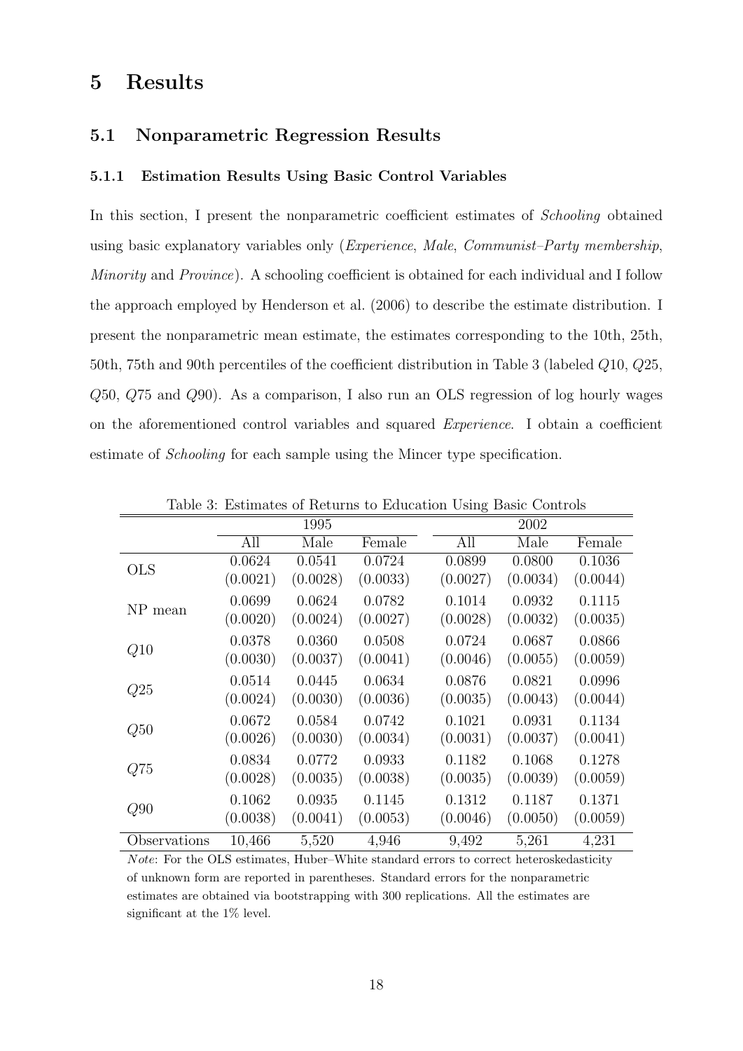# 5 Results

## 5.1 Nonparametric Regression Results

### 5.1.1 Estimation Results Using Basic Control Variables

In this section, I present the nonparametric coefficient estimates of *Schooling* obtained using basic explanatory variables only (*Experience*, *Male*, *Communist–Party membership*, *Minority* and *Province*). A schooling coefficient is obtained for each individual and I follow the approach employed by Henderson et al. (2006) to describe the estimate distribution. I present the nonparametric mean estimate, the estimates corresponding to the 10th, 25th, 50th, 75th and 90th percentiles of the coefficient distribution in Table 3 (labeled $Q10$, $Q25$, $Q50$, $Q75$ and $Q90$). As a comparison, I also run an OLS regression of log hourly wages on the aforementioned control variables and squared *Experience*. I obtain a coefficient estimate of *Schooling* for each sample using the Mincer type specification.

Table 3: Estimates of Returns to Education Using Basic Controls

| | 1995 | | | 2002 | | |
|---|---|---|---|---|---|---|
| | All | Male | Female | All | Male | Female |
| OLS | 0.0624 | 0.0541 | 0.0724 | 0.0899 | 0.0800 | 0.1036 |
| | (0.0021) | (0.0028) | (0.0033) | (0.0027) | (0.0034) | (0.0044) |
| NP mean | 0.0699 | 0.0624 | 0.0782 | 0.1014 | 0.0932 | 0.1115 |
| | (0.0020) | (0.0024) | (0.0027) | (0.0028) | (0.0032) | (0.0035) |
| $Q10$ | 0.0378 | 0.0360 | 0.0508 | 0.0724 | 0.0687 | 0.0866 |
| | (0.0030) | (0.0037) | (0.0041) | (0.0046) | (0.0055) | (0.0059) |
| $Q25$ | 0.0514 | 0.0445 | 0.0634 | 0.0876 | 0.0821 | 0.0996 |
| | (0.0024) | (0.0030) | (0.0036) | (0.0035) | (0.0043) | (0.0044) |
| $Q50$ | 0.0672 | 0.0584 | 0.0742 | 0.1021 | 0.0931 | 0.1134 |
| | (0.0026) | (0.0030) | (0.0034) | (0.0031) | (0.0037) | (0.0041) |
| $Q75$ | 0.0834 | 0.0772 | 0.0933 | 0.1182 | 0.1068 | 0.1278 |
| | (0.0028) | (0.0035) | (0.0038) | (0.0035) | (0.0039) | (0.0059) |
| $Q90$ | 0.1062 | 0.0935 | 0.1145 | 0.1312 | 0.1187 | 0.1371 |
| | (0.0038) | (0.0041) | (0.0053) | (0.0046) | (0.0050) | (0.0059) |
| Observations | 10,466 | 5,520 | 4,946 | 9,492 | 5,261 | 4,231 |

*Note*: For the OLS estimates, Huber–White standard errors to correct heteroskedasticity of unknown form are reported in parentheses. Standard errors for the nonparametric estimates are obtained via bootstrapping with 300 replications. All the estimates are significant at the 1% level.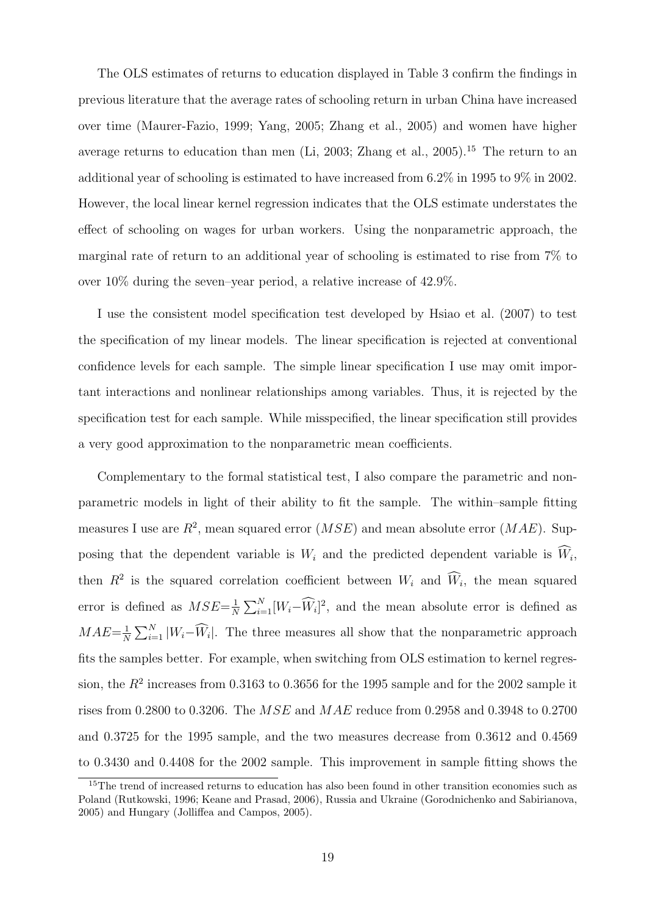The OLS estimates of returns to education displayed in Table 3 confirm the findings in previous literature that the average rates of schooling return in urban China have increased over time (Maurer-Fazio, 1999; Yang, 2005; Zhang et al., 2005) and women have higher average returns to education than men (Li, 2003; Zhang et al., 2005).[15] The return to an additional year of schooling is estimated to have increased from 6.2% in 1995 to 9% in 2002. However, the local linear kernel regression indicates that the OLS estimate understates the effect of schooling on wages for urban workers. Using the nonparametric approach, the marginal rate of return to an additional year of schooling is estimated to rise from 7% to over 10% during the seven–year period, a relative increase of 42.9%.

I use the consistent model specification test developed by Hsiao et al. (2007) to test the specification of my linear models. The linear specification is rejected at conventional confidence levels for each sample. The simple linear specification I use may omit important interactions and nonlinear relationships among variables. Thus, it is rejected by the specification test for each sample. While misspecified, the linear specification still provides a very good approximation to the nonparametric mean coefficients.

Complementary to the formal statistical test, I also compare the parametric and nonparametric models in light of their ability to fit the sample. The within–sample fitting measures I use are $R^2$, mean squared error ($MSE$) and mean absolute error ($MAE$). Supposing that the dependent variable is $W_i$ and the predicted dependent variable is $\widehat{W}_i$, then $R^2$ is the squared correlation coefficient between $W_i$ and $\widehat{W}_i$, the mean squared error is defined as $MSE = \frac{1}{N}\sum_{i=1}^{N}[W_i - \widehat{W}_i]^2$, and the mean absolute error is defined as $MAE = \frac{1}{N}\sum_{i=1}^{N}|W_i - \widehat{W}_i|$. The three measures all show that the nonparametric approach fits the samples better. For example, when switching from OLS estimation to kernel regression, the $R^2$ increases from 0.3163 to 0.3656 for the 1995 sample and for the 2002 sample it rises from 0.2800 to 0.3206. The $MSE$ and $MAE$ reduce from 0.2958 and 0.3948 to 0.2700 and 0.3725 for the 1995 sample, and the two measures decrease from 0.3612 and 0.4569 to 0.3430 and 0.4408 for the 2002 sample. This improvement in sample fitting shows the

[15] The trend of increased returns to education has also been found in other transition economies such as Poland (Rutkowski, 1996; Keane and Prasad, 2006), Russia and Ukraine (Gorodnichenko and Sabirianova, 2005) and Hungary (Jolliffea and Campos, 2005).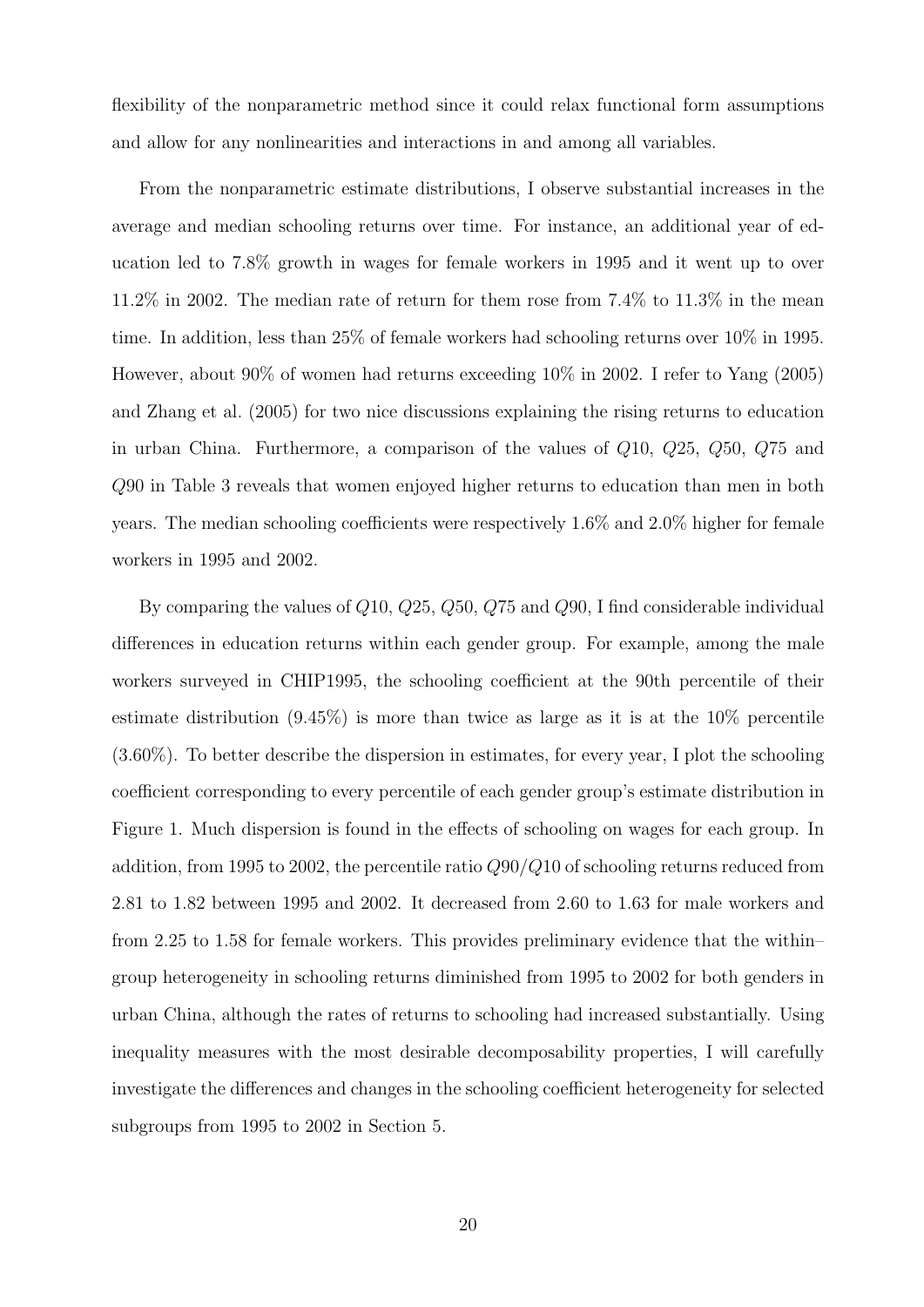flexibility of the nonparametric method since it could relax functional form assumptions and allow for any nonlinearities and interactions in and among all variables.

From the nonparametric estimate distributions, I observe substantial increases in the average and median schooling returns over time. For instance, an additional year of education led to 7.8% growth in wages for female workers in 1995 and it went up to over 11.2% in 2002. The median rate of return for them rose from 7.4% to 11.3% in the mean time. In addition, less than 25% of female workers had schooling returns over 10% in 1995. However, about 90% of women had returns exceeding 10% in 2002. I refer to Yang (2005) and Zhang et al. (2005) for two nice discussions explaining the rising returns to education in urban China. Furthermore, a comparison of the values of $Q10$, $Q25$, $Q50$, $Q75$ and $Q90$ in Table 3 reveals that women enjoyed higher returns to education than men in both years. The median schooling coefficients were respectively 1.6% and 2.0% higher for female workers in 1995 and 2002.

By comparing the values of $Q10$, $Q25$, $Q50$, $Q75$ and $Q90$, I find considerable individual differences in education returns within each gender group. For example, among the male workers surveyed in CHIP1995, the schooling coefficient at the 90th percentile of their estimate distribution (9.45%) is more than twice as large as it is at the 10% percentile (3.60%). To better describe the dispersion in estimates, for every year, I plot the schooling coefficient corresponding to every percentile of each gender group's estimate distribution in Figure 1. Much dispersion is found in the effects of schooling on wages for each group. In addition, from 1995 to 2002, the percentile ratio $Q90/Q10$ of schooling returns reduced from 2.81 to 1.82 between 1995 and 2002. It decreased from 2.60 to 1.63 for male workers and from 2.25 to 1.58 for female workers. This provides preliminary evidence that the within–group heterogeneity in schooling returns diminished from 1995 to 2002 for both genders in urban China, although the rates of returns to schooling had increased substantially. Using inequality measures with the most desirable decomposability properties, I will carefully investigate the differences and changes in the schooling coefficient heterogeneity for selected subgroups from 1995 to 2002 in Section 5.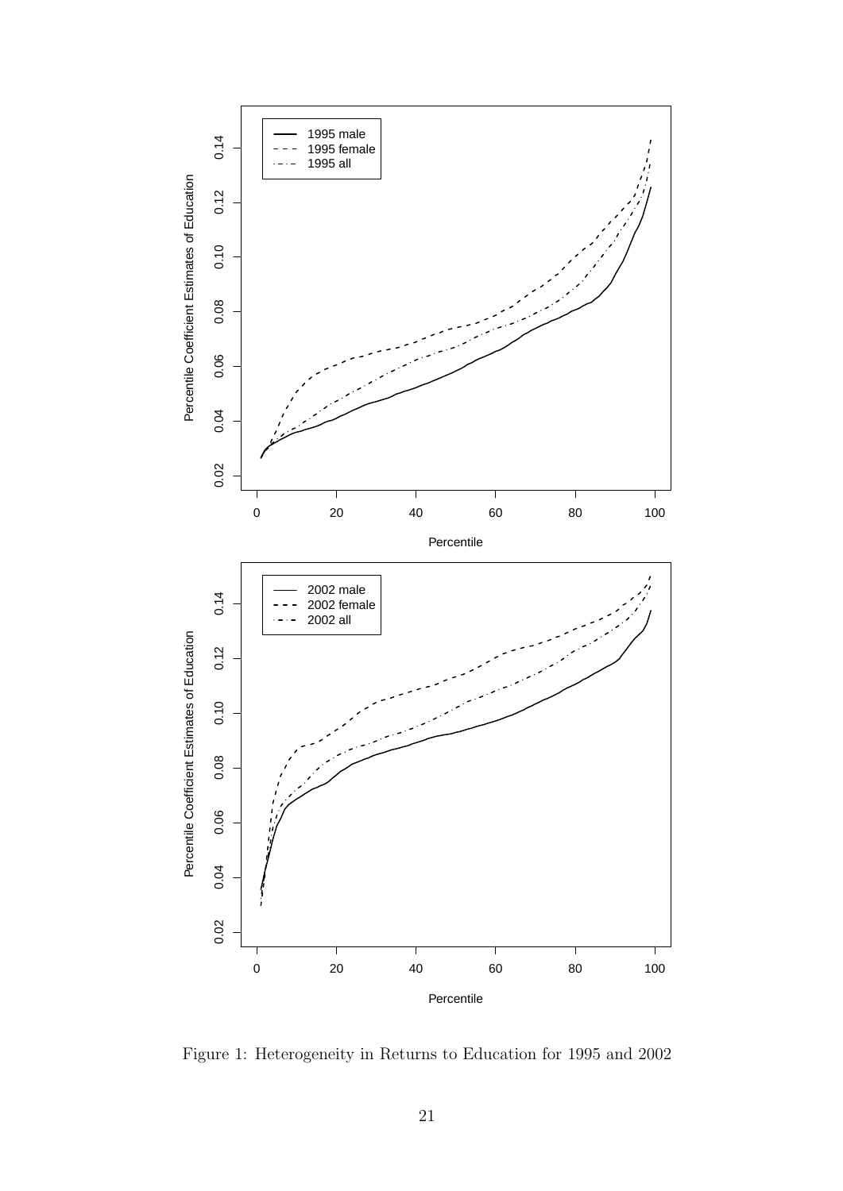Figure 1: Heterogeneity in Returns to Education for 1995 and 2002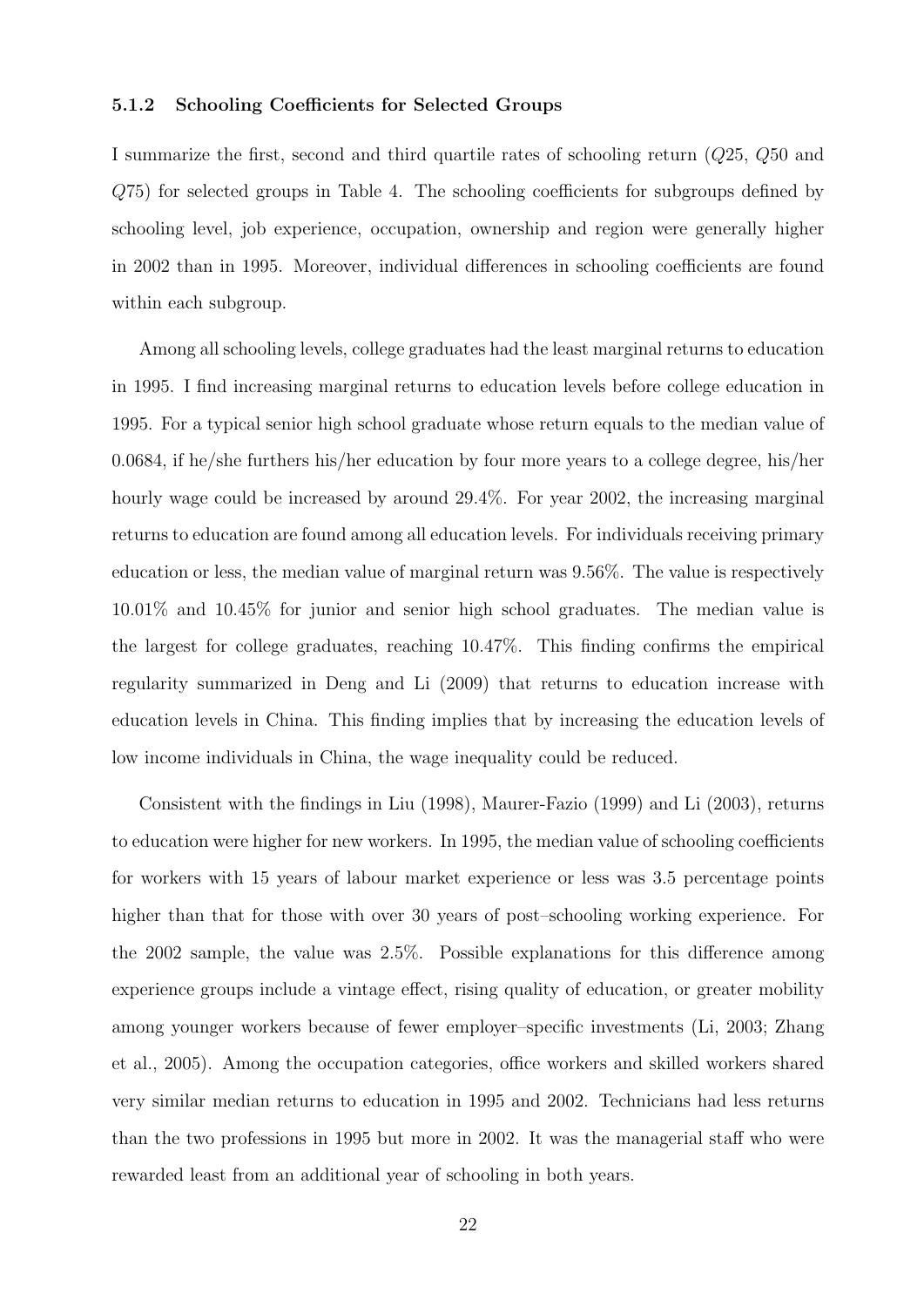### 5.1.2 Schooling Coefficients for Selected Groups

I summarize the first, second and third quartile rates of schooling return ($Q25$, $Q50$ and $Q75$) for selected groups in Table 4. The schooling coefficients for subgroups defined by schooling level, job experience, occupation, ownership and region were generally higher in 2002 than in 1995. Moreover, individual differences in schooling coefficients are found within each subgroup.

Among all schooling levels, college graduates had the least marginal returns to education in 1995. I find increasing marginal returns to education levels before college education in 1995. For a typical senior high school graduate whose return equals to the median value of 0.0684, if he/she furthers his/her education by four more years to a college degree, his/her hourly wage could be increased by around 29.4%. For year 2002, the increasing marginal returns to education are found among all education levels. For individuals receiving primary education or less, the median value of marginal return was 9.56%. The value is respectively 10.01% and 10.45% for junior and senior high school graduates. The median value is the largest for college graduates, reaching 10.47%. This finding confirms the empirical regularity summarized in Deng and Li (2009) that returns to education increase with education levels in China. This finding implies that by increasing the education levels of low income individuals in China, the wage inequality could be reduced.

Consistent with the findings in Liu (1998), Maurer-Fazio (1999) and Li (2003), returns to education were higher for new workers. In 1995, the median value of schooling coefficients for workers with 15 years of labour market experience or less was 3.5 percentage points higher than that for those with over 30 years of post–schooling working experience. For the 2002 sample, the value was 2.5%. Possible explanations for this difference among experience groups include a vintage effect, rising quality of education, or greater mobility among younger workers because of fewer employer–specific investments (Li, 2003; Zhang et al., 2005). Among the occupation categories, office workers and skilled workers shared very similar median returns to education in 1995 and 2002. Technicians had less returns than the two professions in 1995 but more in 2002. It was the managerial staff who were rewarded least from an additional year of schooling in both years.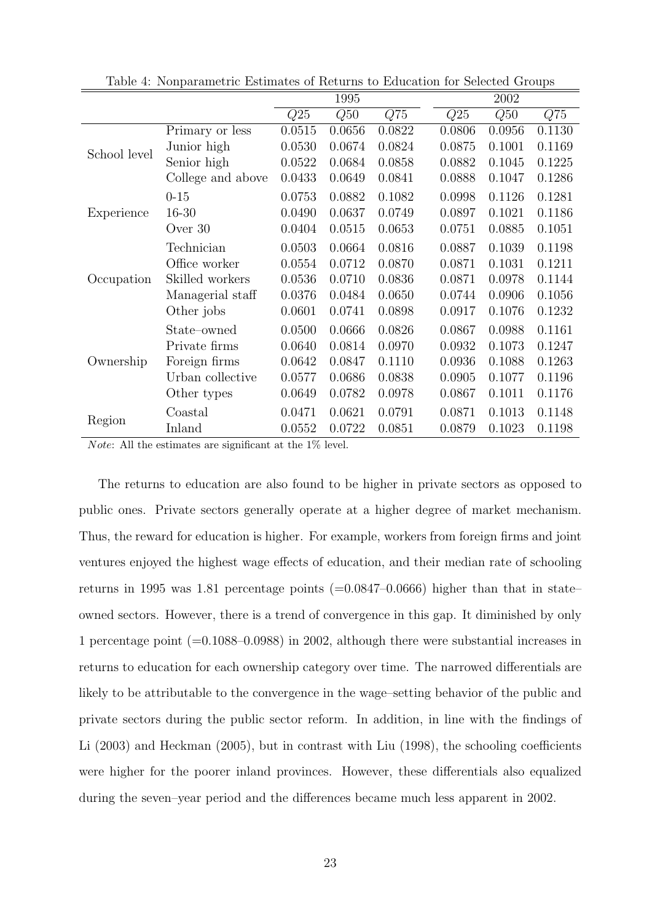Table 4: Nonparametric Estimates of Returns to Education for Selected Groups

| | | 1995 | | | 2002 | | |
|---|---|---|---|---|---|---|---|
| | | $Q25$ | $Q50$ | $Q75$ | $Q25$ | $Q50$ | $Q75$ |
| School level | Primary or less | 0.0515 | 0.0656 | 0.0822 | 0.0806 | 0.0956 | 0.1130 |
| | Junior high | 0.0530 | 0.0674 | 0.0824 | 0.0875 | 0.1001 | 0.1169 |
| | Senior high | 0.0522 | 0.0684 | 0.0858 | 0.0882 | 0.1045 | 0.1225 |
| | College and above | 0.0433 | 0.0649 | 0.0841 | 0.0888 | 0.1047 | 0.1286 |
| Experience | 0-15 | 0.0753 | 0.0882 | 0.1082 | 0.0998 | 0.1126 | 0.1281 |
| | 16-30 | 0.0490 | 0.0637 | 0.0749 | 0.0897 | 0.1021 | 0.1186 |
| | Over 30 | 0.0404 | 0.0515 | 0.0653 | 0.0751 | 0.0885 | 0.1051 |
| Occupation | Technician | 0.0503 | 0.0664 | 0.0816 | 0.0887 | 0.1039 | 0.1198 |
| | Office worker | 0.0554 | 0.0712 | 0.0870 | 0.0871 | 0.1031 | 0.1211 |
| | Skilled workers | 0.0536 | 0.0710 | 0.0836 | 0.0871 | 0.0978 | 0.1144 |
| | Managerial staff | 0.0376 | 0.0484 | 0.0650 | 0.0744 | 0.0906 | 0.1056 |
| | Other jobs | 0.0601 | 0.0741 | 0.0898 | 0.0917 | 0.1076 | 0.1232 |
| Ownership | State–owned | 0.0500 | 0.0666 | 0.0826 | 0.0867 | 0.0988 | 0.1161 |
| | Private firms | 0.0640 | 0.0814 | 0.0970 | 0.0932 | 0.1073 | 0.1247 |
| | Foreign firms | 0.0642 | 0.0847 | 0.1110 | 0.0936 | 0.1088 | 0.1263 |
| | Urban collective | 0.0577 | 0.0686 | 0.0838 | 0.0905 | 0.1077 | 0.1196 |
| | Other types | 0.0649 | 0.0782 | 0.0978 | 0.0867 | 0.1011 | 0.1176 |
| Region | Coastal | 0.0471 | 0.0621 | 0.0791 | 0.0871 | 0.1013 | 0.1148 |
| | Inland | 0.0552 | 0.0722 | 0.0851 | 0.0879 | 0.1023 | 0.1198 |

*Note*: All the estimates are significant at the 1% level.

The returns to education are also found to be higher in private sectors as opposed to public ones. Private sectors generally operate at a higher degree of market mechanism. Thus, the reward for education is higher. For example, workers from foreign firms and joint ventures enjoyed the highest wage effects of education, and their median rate of schooling returns in 1995 was 1.81 percentage points (=0.0847–0.0666) higher than that in state–owned sectors. However, there is a trend of convergence in this gap. It diminished by only 1 percentage point (=0.1088–0.0988) in 2002, although there were substantial increases in returns to education for each ownership category over time. The narrowed differentials are likely to be attributable to the convergence in the wage–setting behavior of the public and private sectors during the public sector reform. In addition, in line with the findings of Li (2003) and Heckman (2005), but in contrast with Liu (1998), the schooling coefficients were higher for the poorer inland provinces. However, these differentials also equalized during the seven–year period and the differences became much less apparent in 2002.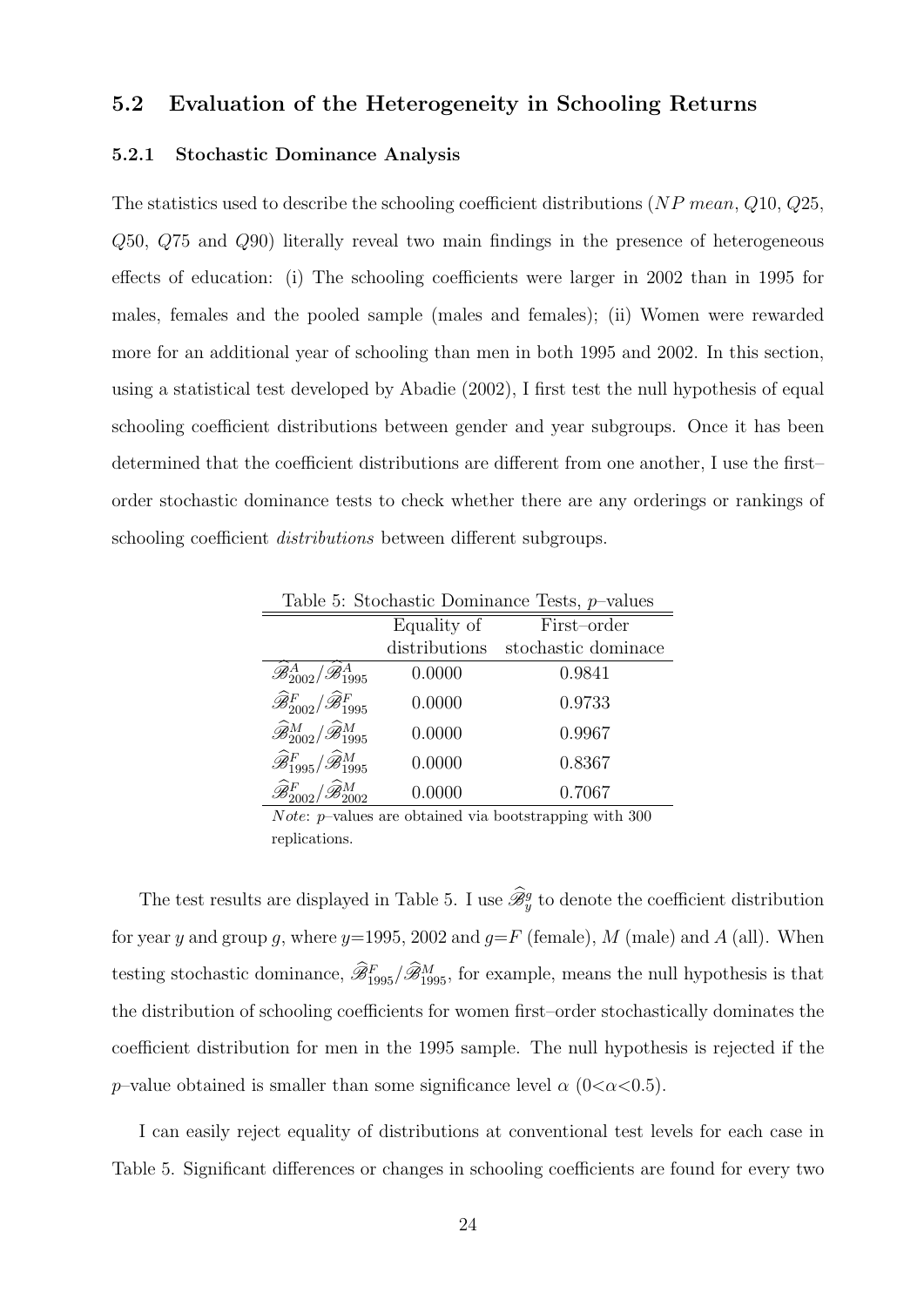### 5.2 Evaluation of the Heterogeneity in Schooling Returns

#### 5.2.1 Stochastic Dominance Analysis

The statistics used to describe the schooling coefficient distributions ($NP\ mean$, $Q10$, $Q25$, $Q50$, $Q75$ and $Q90$) literally reveal two main findings in the presence of heterogeneous effects of education: (i) The schooling coefficients were larger in 2002 than in 1995 for males, females and the pooled sample (males and females); (ii) Women were rewarded more for an additional year of schooling than men in both 1995 and 2002. In this section, using a statistical test developed by Abadie (2002), I first test the null hypothesis of equal schooling coefficient distributions between gender and year subgroups. Once it has been determined that the coefficient distributions are different from one another, I use the first–order stochastic dominance tests to check whether there are any orderings or rankings of schooling coefficient *distributions* between different subgroups.

Table 5: Stochastic Dominance Tests, $p$–values

| | Equality of distributions | First–order stochastic dominace |
|---|---|---|
| $\widehat{\mathscr{B}}^A_{2002}/\widehat{\mathscr{B}}^A_{1995}$ | 0.0000 | 0.9841 |
| $\widehat{\mathscr{B}}^F_{2002}/\widehat{\mathscr{B}}^F_{1995}$ | 0.0000 | 0.9733 |
| $\widehat{\mathscr{B}}^M_{2002}/\widehat{\mathscr{B}}^M_{1995}$ | 0.0000 | 0.9967 |
| $\widehat{\mathscr{B}}^F_{1995}/\widehat{\mathscr{B}}^M_{1995}$ | 0.0000 | 0.8367 |
| $\widehat{\mathscr{B}}^F_{2002}/\widehat{\mathscr{B}}^M_{2002}$ | 0.0000 | 0.7067 |

*Note*: $p$–values are obtained via bootstrapping with 300 replications.

The test results are displayed in Table 5. I use $\widehat{\mathscr{B}}^g_y$ to denote the coefficient distribution for year $y$ and group $g$, where $y$=1995, 2002 and $g$=$F$ (female), $M$ (male) and $A$ (all). When testing stochastic dominance, $\widehat{\mathscr{B}}^F_{1995}/\widehat{\mathscr{B}}^M_{1995}$, for example, means the null hypothesis is that the distribution of schooling coefficients for women first–order stochastically dominates the coefficient distribution for men in the 1995 sample. The null hypothesis is rejected if the $p$–value obtained is smaller than some significance level $\alpha$ ($0<\alpha<0.5$).

I can easily reject equality of distributions at conventional test levels for each case in Table 5. Significant differences or changes in schooling coefficients are found for every two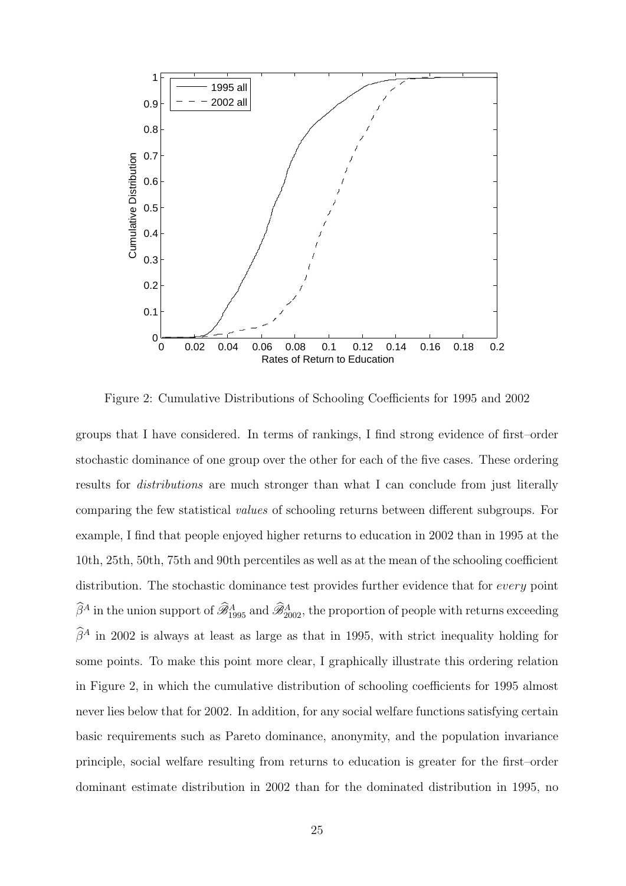1

0.9

0.8

0.7

0.6

0.5

0.4

0.3

0.2

0.1

0

Cumulative Distribution

1995 all

2002 all

0 0.02 0.04 0.06 0.08 0.1 0.12 0.14 0.16 0.18 0.2

Rates of Return to Education

Figure 2: Cumulative Distributions of Schooling Coefficients for 1995 and 2002

groups that I have considered. In terms of rankings, I find strong evidence of first–order stochastic dominance of one group over the other for each of the five cases. These ordering results for *distributions* are much stronger than what I can conclude from just literally comparing the few statistical *values* of schooling returns between different subgroups. For example, I find that people enjoyed higher returns to education in 2002 than in 1995 at the 10th, 25th, 50th, 75th and 90th percentiles as well as at the mean of the schooling coefficient distribution. The stochastic dominance test provides further evidence that for *every* point $\widehat{\beta}^A$ in the union support of $\widehat{\mathscr{B}}^A_{1995}$ and $\widehat{\mathscr{B}}^A_{2002}$, the proportion of people with returns exceeding $\widehat{\beta}^A$ in 2002 is always at least as large as that in 1995, with strict inequality holding for some points. To make this point more clear, I graphically illustrate this ordering relation in Figure 2, in which the cumulative distribution of schooling coefficients for 1995 almost never lies below that for 2002. In addition, for any social welfare functions satisfying certain basic requirements such as Pareto dominance, anonymity, and the population invariance principle, social welfare resulting from returns to education is greater for the first–order dominant estimate distribution in 2002 than for the dominated distribution in 1995, no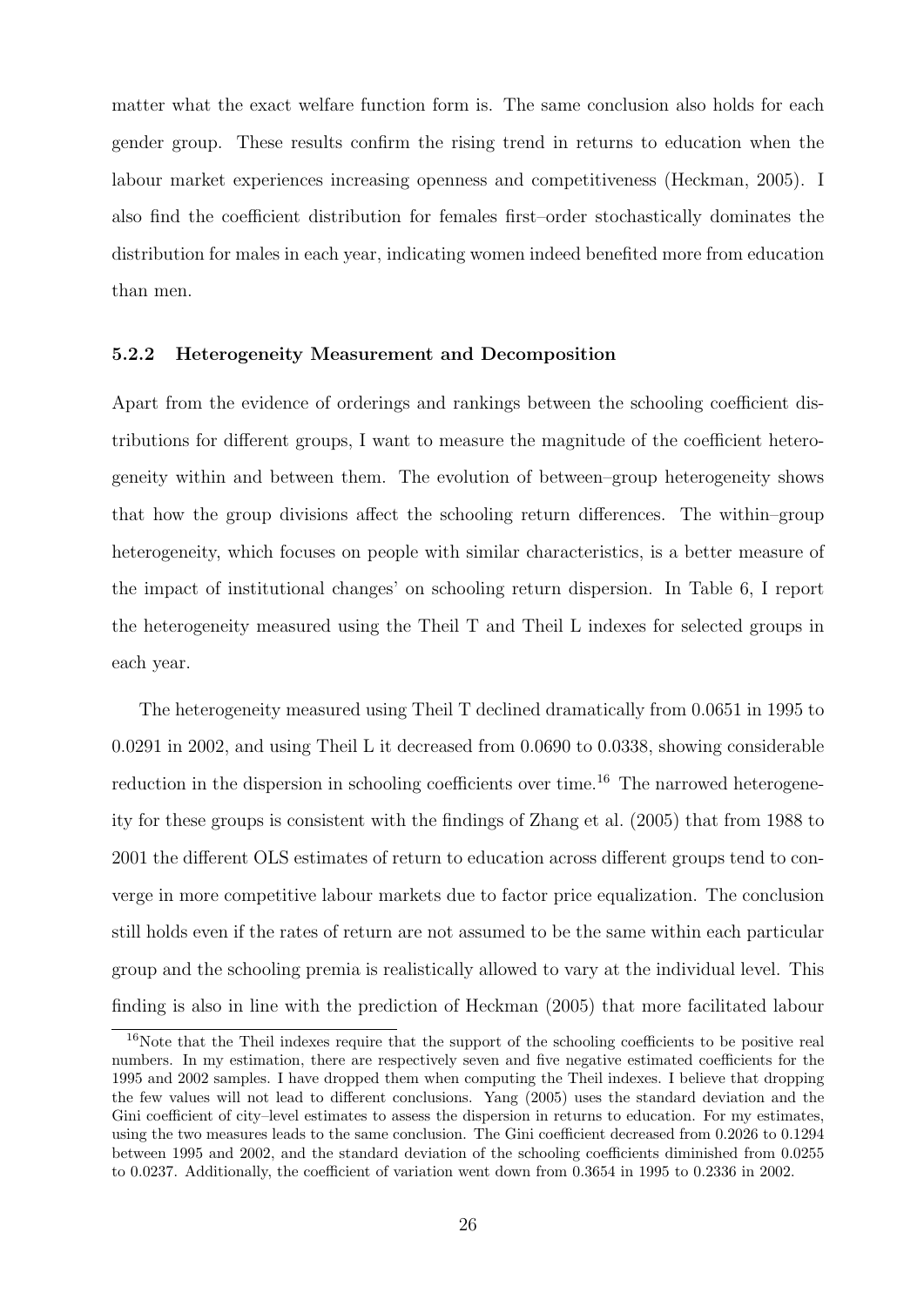matter what the exact welfare function form is. The same conclusion also holds for each gender group. These results confirm the rising trend in returns to education when the labour market experiences increasing openness and competitiveness (Heckman, 2005). I also find the coefficient distribution for females first–order stochastically dominates the distribution for males in each year, indicating women indeed benefited more from education than men.

### 5.2.2 Heterogeneity Measurement and Decomposition

Apart from the evidence of orderings and rankings between the schooling coefficient distributions for different groups, I want to measure the magnitude of the coefficient heterogeneity within and between them. The evolution of between–group heterogeneity shows that how the group divisions affect the schooling return differences. The within–group heterogeneity, which focuses on people with similar characteristics, is a better measure of the impact of institutional changes' on schooling return dispersion. In Table 6, I report the heterogeneity measured using the Theil T and Theil L indexes for selected groups in each year.

The heterogeneity measured using Theil T declined dramatically from 0.0651 in 1995 to 0.0291 in 2002, and using Theil L it decreased from 0.0690 to 0.0338, showing considerable reduction in the dispersion in schooling coefficients over time.[16] The narrowed heterogeneity for these groups is consistent with the findings of Zhang et al. (2005) that from 1988 to 2001 the different OLS estimates of return to education across different groups tend to converge in more competitive labour markets due to factor price equalization. The conclusion still holds even if the rates of return are not assumed to be the same within each particular group and the schooling premia is realistically allowed to vary at the individual level. This finding is also in line with the prediction of Heckman (2005) that more facilitated labour

[16] Note that the Theil indexes require that the support of the schooling coefficients to be positive real numbers. In my estimation, there are respectively seven and five negative estimated coefficients for the 1995 and 2002 samples. I have dropped them when computing the Theil indexes. I believe that dropping the few values will not lead to different conclusions. Yang (2005) uses the standard deviation and the Gini coefficient of city–level estimates to assess the dispersion in returns to education. For my estimates, using the two measures leads to the same conclusion. The Gini coefficient decreased from 0.2026 to 0.1294 between 1995 and 2002, and the standard deviation of the schooling coefficients diminished from 0.0255 to 0.0237. Additionally, the coefficient of variation went down from 0.3654 in 1995 to 0.2336 in 2002.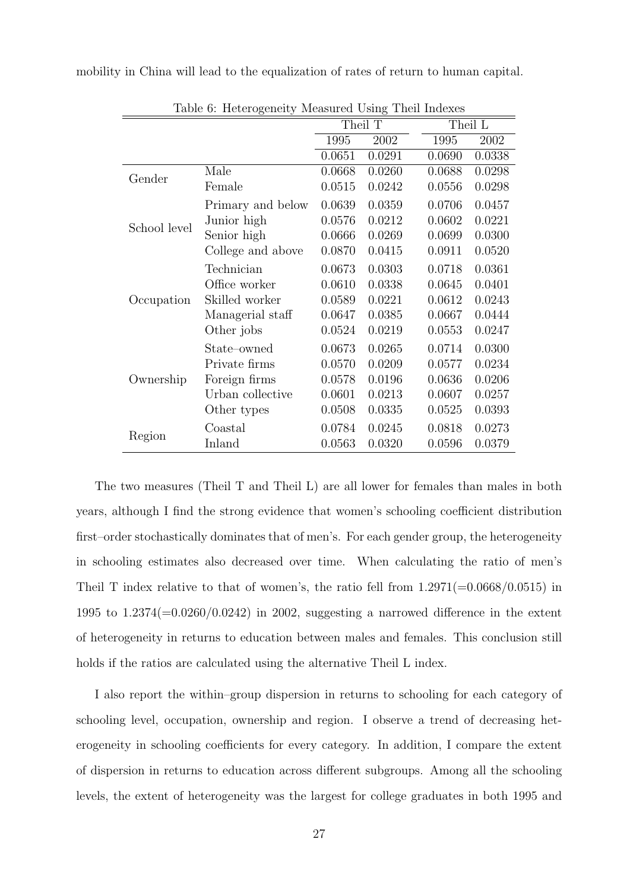mobility in China will lead to the equalization of rates of return to human capital.

Table 6: Heterogeneity Measured Using Theil Indexes

| | | Theil T | | Theil L | |
|---|---|---|---|---|---|
| | | 1995 | 2002 | 1995 | 2002 |
| | | 0.0651 | 0.0291 | 0.0690 | 0.0338 |
| Gender | Male | 0.0668 | 0.0260 | 0.0688 | 0.0298 |
| | Female | 0.0515 | 0.0242 | 0.0556 | 0.0298 |
| School level | Primary and below | 0.0639 | 0.0359 | 0.0706 | 0.0457 |
| | Junior high | 0.0576 | 0.0212 | 0.0602 | 0.0221 |
| | Senior high | 0.0666 | 0.0269 | 0.0699 | 0.0300 |
| | College and above | 0.0870 | 0.0415 | 0.0911 | 0.0520 |
| Occupation | Technician | 0.0673 | 0.0303 | 0.0718 | 0.0361 |
| | Office worker | 0.0610 | 0.0338 | 0.0645 | 0.0401 |
| | Skilled worker | 0.0589 | 0.0221 | 0.0612 | 0.0243 |
| | Managerial staff | 0.0647 | 0.0385 | 0.0667 | 0.0444 |
| | Other jobs | 0.0524 | 0.0219 | 0.0553 | 0.0247 |
| Ownership | State–owned | 0.0673 | 0.0265 | 0.0714 | 0.0300 |
| | Private firms | 0.0570 | 0.0209 | 0.0577 | 0.0234 |
| | Foreign firms | 0.0578 | 0.0196 | 0.0636 | 0.0206 |
| | Urban collective | 0.0601 | 0.0213 | 0.0607 | 0.0257 |
| | Other types | 0.0508 | 0.0335 | 0.0525 | 0.0393 |
| Region | Coastal | 0.0784 | 0.0245 | 0.0818 | 0.0273 |
| | Inland | 0.0563 | 0.0320 | 0.0596 | 0.0379 |

The two measures (Theil T and Theil L) are all lower for females than males in both years, although I find the strong evidence that women's schooling coefficient distribution first–order stochastically dominates that of men's. For each gender group, the heterogeneity in schooling estimates also decreased over time. When calculating the ratio of men's Theil T index relative to that of women's, the ratio fell from 1.2971(=0.0668/0.0515) in 1995 to 1.2374(=0.0260/0.0242) in 2002, suggesting a narrowed difference in the extent of heterogeneity in returns to education between males and females. This conclusion still holds if the ratios are calculated using the alternative Theil L index.

I also report the within–group dispersion in returns to schooling for each category of schooling level, occupation, ownership and region. I observe a trend of decreasing heterogeneity in schooling coefficients for every category. In addition, I compare the extent of dispersion in returns to education across different subgroups. Among all the schooling levels, the extent of heterogeneity was the largest for college graduates in both 1995 and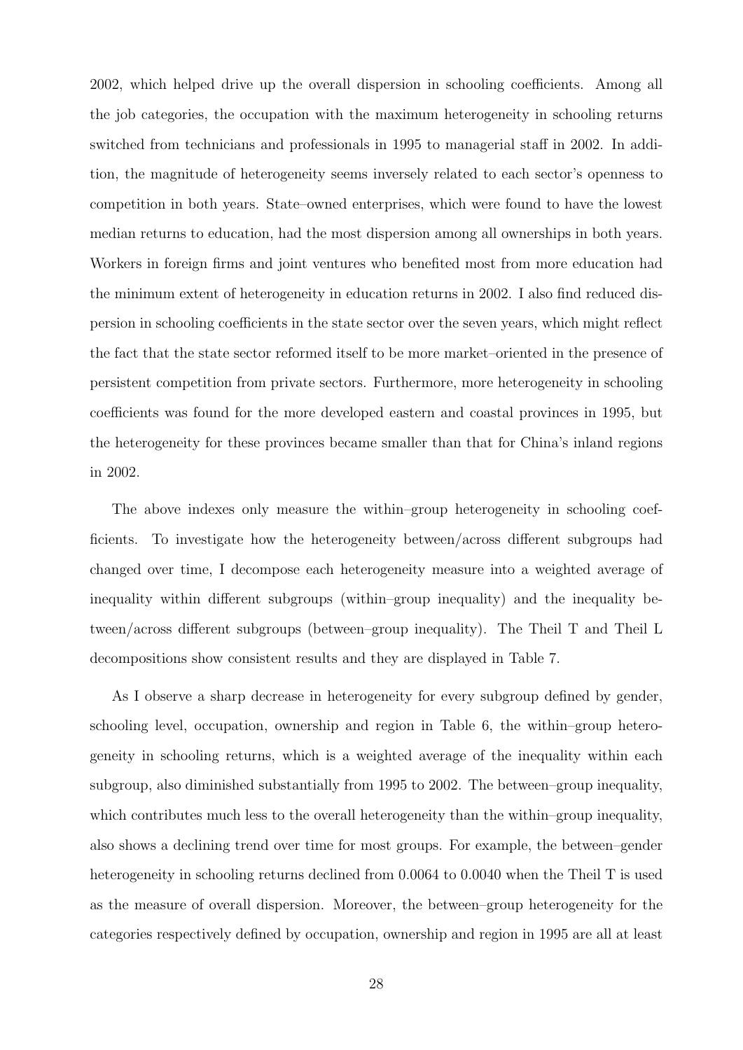2002, which helped drive up the overall dispersion in schooling coefficients. Among all the job categories, the occupation with the maximum heterogeneity in schooling returns switched from technicians and professionals in 1995 to managerial staff in 2002. In addition, the magnitude of heterogeneity seems inversely related to each sector's openness to competition in both years. State–owned enterprises, which were found to have the lowest median returns to education, had the most dispersion among all ownerships in both years. Workers in foreign firms and joint ventures who benefited most from more education had the minimum extent of heterogeneity in education returns in 2002. I also find reduced dispersion in schooling coefficients in the state sector over the seven years, which might reflect the fact that the state sector reformed itself to be more market–oriented in the presence of persistent competition from private sectors. Furthermore, more heterogeneity in schooling coefficients was found for the more developed eastern and coastal provinces in 1995, but the heterogeneity for these provinces became smaller than that for China's inland regions in 2002.

The above indexes only measure the within–group heterogeneity in schooling coefficients. To investigate how the heterogeneity between/across different subgroups had changed over time, I decompose each heterogeneity measure into a weighted average of inequality within different subgroups (within–group inequality) and the inequality between/across different subgroups (between–group inequality). The Theil T and Theil L decompositions show consistent results and they are displayed in Table 7.

As I observe a sharp decrease in heterogeneity for every subgroup defined by gender, schooling level, occupation, ownership and region in Table 6, the within–group heterogeneity in schooling returns, which is a weighted average of the inequality within each subgroup, also diminished substantially from 1995 to 2002. The between–group inequality, which contributes much less to the overall heterogeneity than the within–group inequality, also shows a declining trend over time for most groups. For example, the between–gender heterogeneity in schooling returns declined from 0.0064 to 0.0040 when the Theil T is used as the measure of overall dispersion. Moreover, the between–group heterogeneity for the categories respectively defined by occupation, ownership and region in 1995 are all at least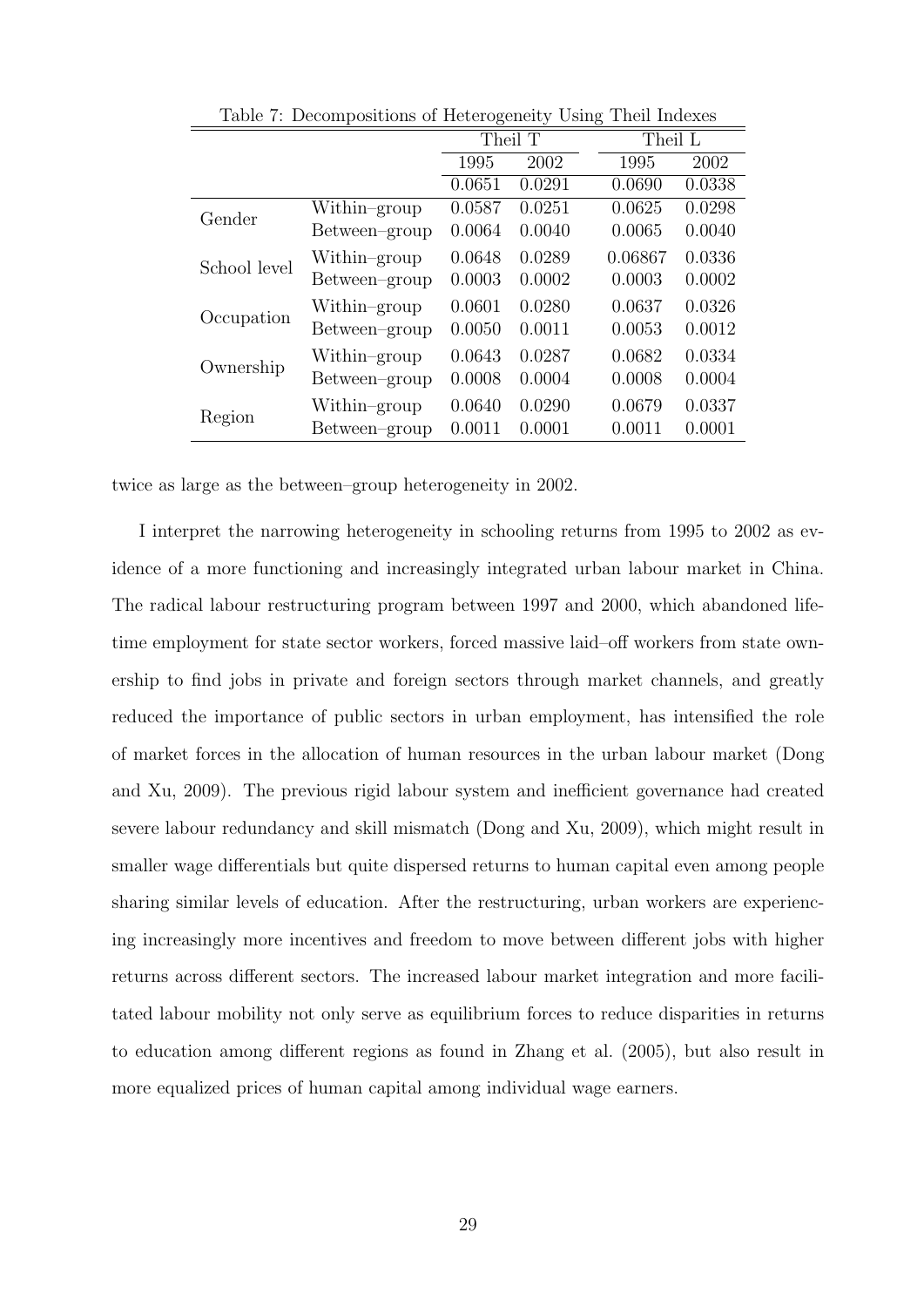Table 7: Decompositions of Heterogeneity Using Theil Indexes

| | | Theil T | | Theil L | |
|---|---|---|---|---|---|
| | | 1995 | 2002 | 1995 | 2002 |
| | | 0.0651 | 0.0291 | 0.0690 | 0.0338 |
| Gender | Within–group | 0.0587 | 0.0251 | 0.0625 | 0.0298 |
| | Between–group | 0.0064 | 0.0040 | 0.0065 | 0.0040 |
| School level | Within–group | 0.0648 | 0.0289 | 0.06867 | 0.0336 |
| | Between–group | 0.0003 | 0.0002 | 0.0003 | 0.0002 |
| Occupation | Within–group | 0.0601 | 0.0280 | 0.0637 | 0.0326 |
| | Between–group | 0.0050 | 0.0011 | 0.0053 | 0.0012 |
| Ownership | Within–group | 0.0643 | 0.0287 | 0.0682 | 0.0334 |
| | Between–group | 0.0008 | 0.0004 | 0.0008 | 0.0004 |
| Region | Within–group | 0.0640 | 0.0290 | 0.0679 | 0.0337 |
| | Between–group | 0.0011 | 0.0001 | 0.0011 | 0.0001 |

twice as large as the between–group heterogeneity in 2002.

I interpret the narrowing heterogeneity in schooling returns from 1995 to 2002 as evidence of a more functioning and increasingly integrated urban labour market in China. The radical labour restructuring program between 1997 and 2000, which abandoned lifetime employment for state sector workers, forced massive laid–off workers from state ownership to find jobs in private and foreign sectors through market channels, and greatly reduced the importance of public sectors in urban employment, has intensified the role of market forces in the allocation of human resources in the urban labour market (Dong and Xu, 2009). The previous rigid labour system and inefficient governance had created severe labour redundancy and skill mismatch (Dong and Xu, 2009), which might result in smaller wage differentials but quite dispersed returns to human capital even among people sharing similar levels of education. After the restructuring, urban workers are experiencing increasingly more incentives and freedom to move between different jobs with higher returns across different sectors. The increased labour market integration and more facilitated labour mobility not only serve as equilibrium forces to reduce disparities in returns to education among different regions as found in Zhang et al. (2005), but also result in more equalized prices of human capital among individual wage earners.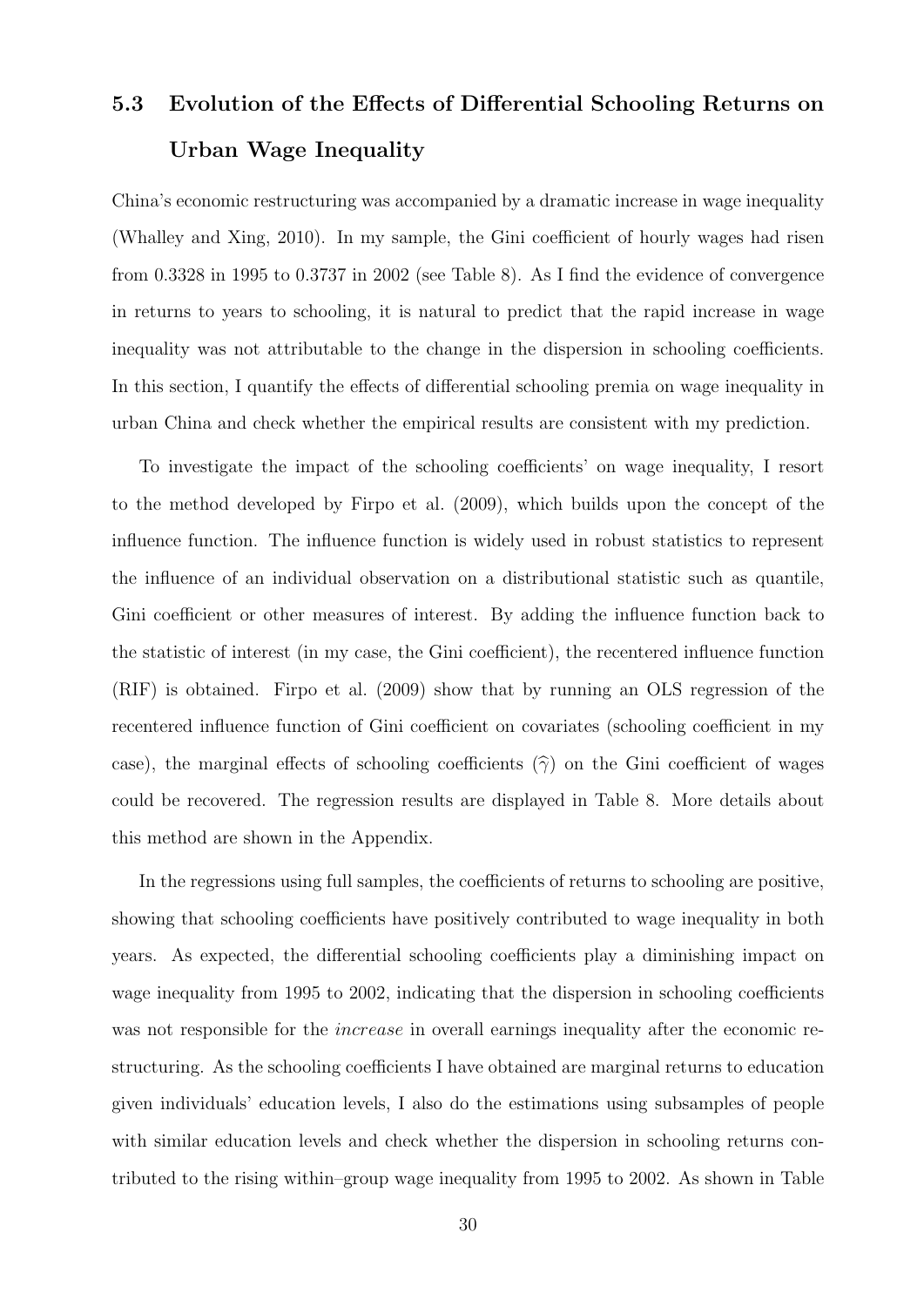## 5.3 Evolution of the Effects of Differential Schooling Returns on Urban Wage Inequality

China's economic restructuring was accompanied by a dramatic increase in wage inequality (Whalley and Xing, 2010). In my sample, the Gini coefficient of hourly wages had risen from 0.3328 in 1995 to 0.3737 in 2002 (see Table 8). As I find the evidence of convergence in returns to years to schooling, it is natural to predict that the rapid increase in wage inequality was not attributable to the change in the dispersion in schooling coefficients. In this section, I quantify the effects of differential schooling premia on wage inequality in urban China and check whether the empirical results are consistent with my prediction.

To investigate the impact of the schooling coefficients' on wage inequality, I resort to the method developed by Firpo et al. (2009), which builds upon the concept of the influence function. The influence function is widely used in robust statistics to represent the influence of an individual observation on a distributional statistic such as quantile, Gini coefficient or other measures of interest. By adding the influence function back to the statistic of interest (in my case, the Gini coefficient), the recentered influence function (RIF) is obtained. Firpo et al. (2009) show that by running an OLS regression of the recentered influence function of Gini coefficient on covariates (schooling coefficient in my case), the marginal effects of schooling coefficients ($\widehat{\gamma}$) on the Gini coefficient of wages could be recovered. The regression results are displayed in Table 8. More details about this method are shown in the Appendix.

In the regressions using full samples, the coefficients of returns to schooling are positive, showing that schooling coefficients have positively contributed to wage inequality in both years. As expected, the differential schooling coefficients play a diminishing impact on wage inequality from 1995 to 2002, indicating that the dispersion in schooling coefficients was not responsible for the *increase* in overall earnings inequality after the economic restructuring. As the schooling coefficients I have obtained are marginal returns to education given individuals' education levels, I also do the estimations using subsamples of people with similar education levels and check whether the dispersion in schooling returns contributed to the rising within–group wage inequality from 1995 to 2002. As shown in Table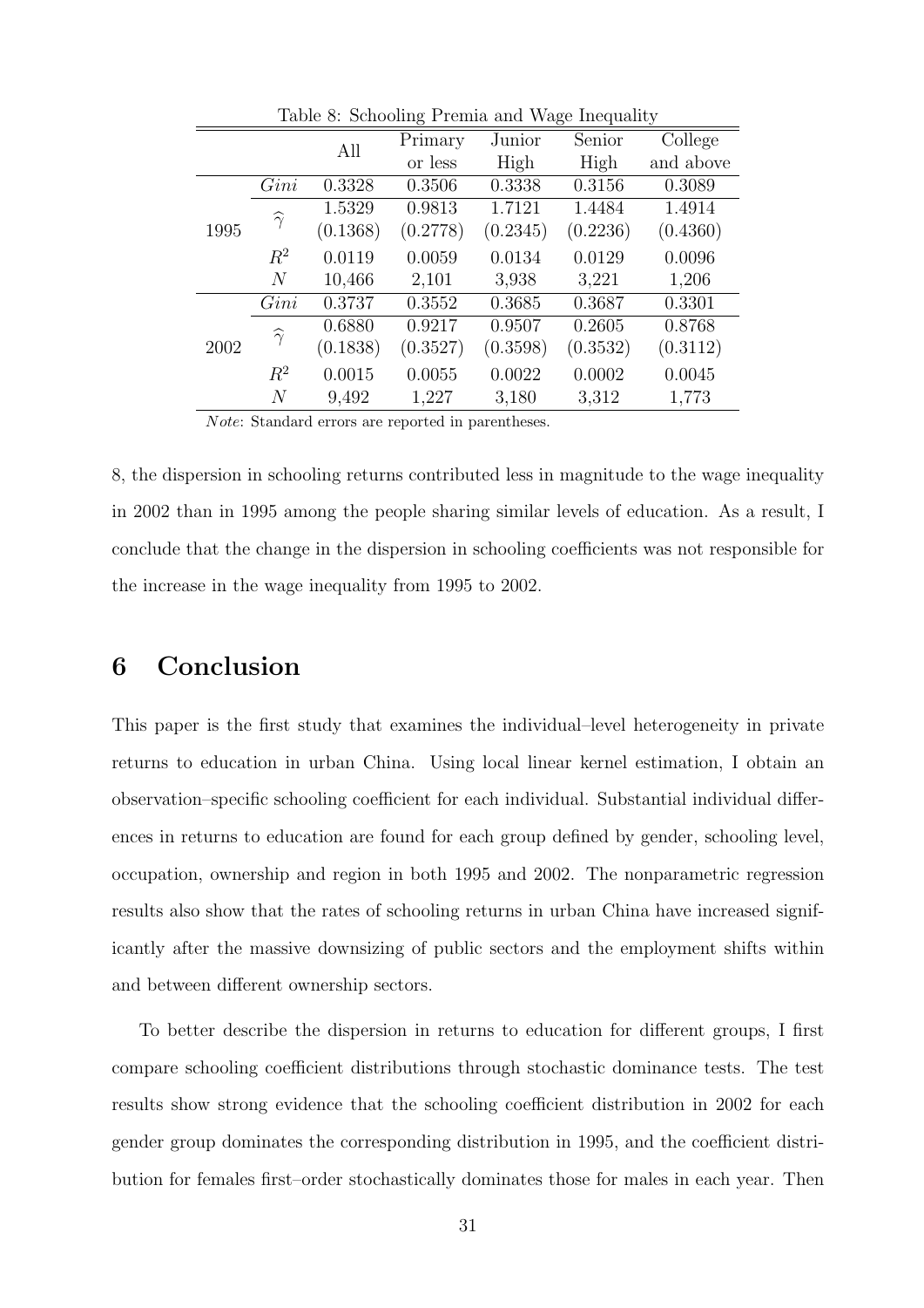Table 8: Schooling Premia and Wage Inequality

| | | All | Primary or less | Junior High | Senior High | College and above |
|---|---|---|---|---|---|---|
| 1995 | $Gini$ | 0.3328 | 0.3506 | 0.3338 | 0.3156 | 0.3089 |
| | $\widehat{\gamma}$ | 1.5329 | 0.9813 | 1.7121 | 1.4484 | 1.4914 |
| | | (0.1368) | (0.2778) | (0.2345) | (0.2236) | (0.4360) |
| | $R^2$ | 0.0119 | 0.0059 | 0.0134 | 0.0129 | 0.0096 |
| | $N$ | 10,466 | 2,101 | 3,938 | 3,221 | 1,206 |
| 2002 | $Gini$ | 0.3737 | 0.3552 | 0.3685 | 0.3687 | 0.3301 |
| | $\widehat{\gamma}$ | 0.6880 | 0.9217 | 0.9507 | 0.2605 | 0.8768 |
| | | (0.1838) | (0.3527) | (0.3598) | (0.3532) | (0.3112) |
| | $R^2$ | 0.0015 | 0.0055 | 0.0022 | 0.0002 | 0.0045 |
| | $N$ | 9,492 | 1,227 | 3,180 | 3,312 | 1,773 |

*Note*: Standard errors are reported in parentheses.

8, the dispersion in schooling returns contributed less in magnitude to the wage inequality in 2002 than in 1995 among the people sharing similar levels of education. As a result, I conclude that the change in the dispersion in schooling coefficients was not responsible for the increase in the wage inequality from 1995 to 2002.

# 6 Conclusion

This paper is the first study that examines the individual–level heterogeneity in private returns to education in urban China. Using local linear kernel estimation, I obtain an observation–specific schooling coefficient for each individual. Substantial individual differences in returns to education are found for each group defined by gender, schooling level, occupation, ownership and region in both 1995 and 2002. The nonparametric regression results also show that the rates of schooling returns in urban China have increased significantly after the massive downsizing of public sectors and the employment shifts within and between different ownership sectors.

To better describe the dispersion in returns to education for different groups, I first compare schooling coefficient distributions through stochastic dominance tests. The test results show strong evidence that the schooling coefficient distribution in 2002 for each gender group dominates the corresponding distribution in 1995, and the coefficient distribution for females first–order stochastically dominates those for males in each year. Then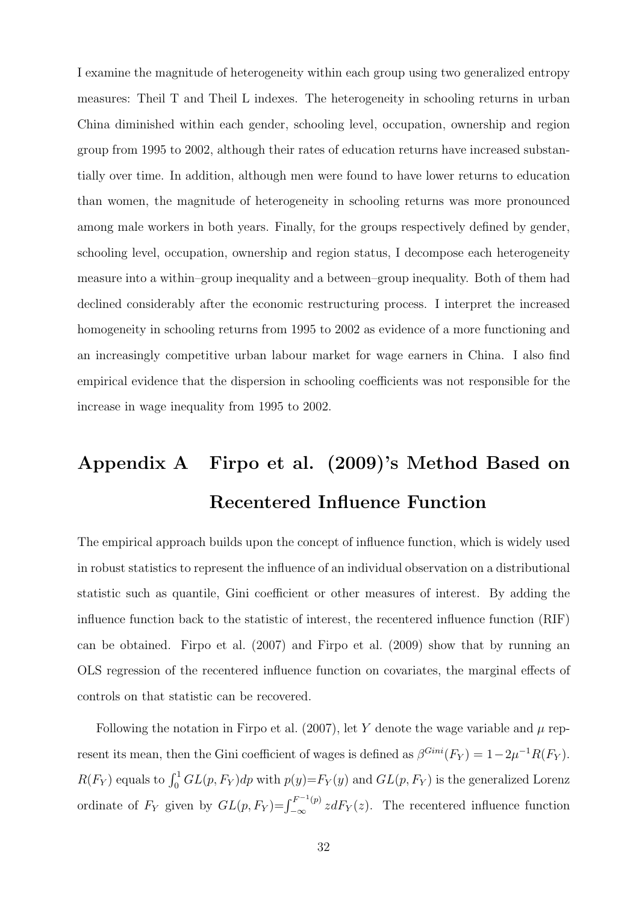I examine the magnitude of heterogeneity within each group using two generalized entropy measures: Theil T and Theil L indexes. The heterogeneity in schooling returns in urban China diminished within each gender, schooling level, occupation, ownership and region group from 1995 to 2002, although their rates of education returns have increased substantially over time. In addition, although men were found to have lower returns to education than women, the magnitude of heterogeneity in schooling returns was more pronounced among male workers in both years. Finally, for the groups respectively defined by gender, schooling level, occupation, ownership and region status, I decompose each heterogeneity measure into a within–group inequality and a between–group inequality. Both of them had declined considerably after the economic restructuring process. I interpret the increased homogeneity in schooling returns from 1995 to 2002 as evidence of a more functioning and an increasingly competitive urban labour market for wage earners in China. I also find empirical evidence that the dispersion in schooling coefficients was not responsible for the increase in wage inequality from 1995 to 2002.

# Appendix A Firpo et al. (2009)'s Method Based on Recentered Influence Function

The empirical approach builds upon the concept of influence function, which is widely used in robust statistics to represent the influence of an individual observation on a distributional statistic such as quantile, Gini coefficient or other measures of interest. By adding the influence function back to the statistic of interest, the recentered influence function (RIF) can be obtained. Firpo et al. (2007) and Firpo et al. (2009) show that by running an OLS regression of the recentered influence function on covariates, the marginal effects of controls on that statistic can be recovered.

Following the notation in Firpo et al. (2007), let $Y$ denote the wage variable and $\mu$ represent its mean, then the Gini coefficient of wages is defined as $\beta^{Gini}(F_Y) = 1 - 2\mu^{-1}R(F_Y)$. $R(F_Y)$ equals to $\int_0^1 GL(p, F_Y)dp$ with $p(y)=F_Y(y)$ and $GL(p, F_Y)$ is the generalized Lorenz ordinate of $F_Y$ given by $GL(p, F_Y)=\int_{-\infty}^{F^{-1}(p)} z dF_Y(z)$. The recentered influence function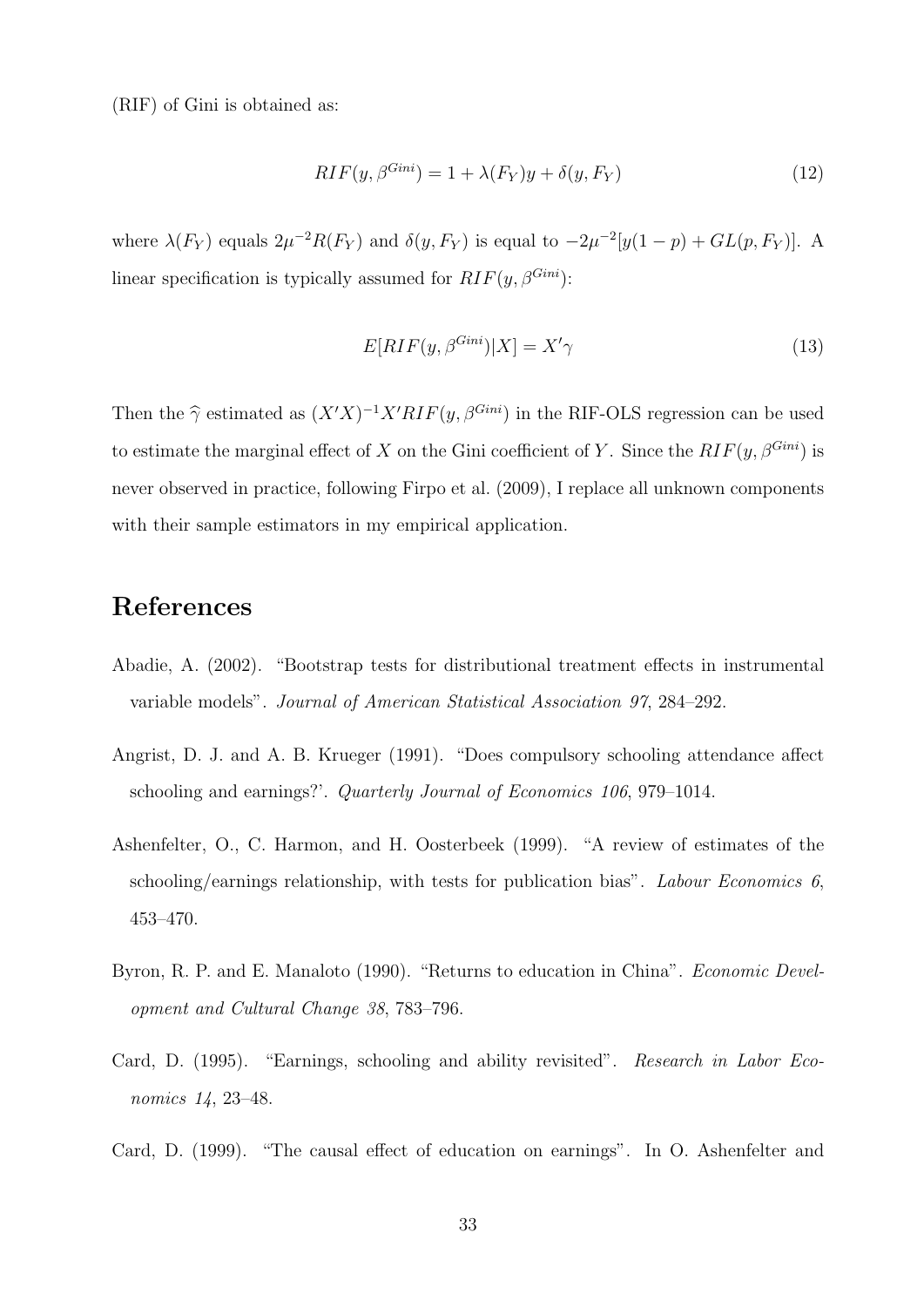(RIF) of Gini is obtained as:

$$RIF(y, \beta^{Gini}) = 1 + \lambda(F_Y)y + \delta(y, F_Y) \tag{12}$$

where $\lambda(F_Y)$ equals $2\mu^{-2}R(F_Y)$ and $\delta(y, F_Y)$ is equal to $-2\mu^{-2}[y(1-p) + GL(p, F_Y)]$. A linear specification is typically assumed for $RIF(y, \beta^{Gini})$:

$$E[RIF(y, \beta^{Gini})|X] = X'\gamma \tag{13}$$

Then the $\widehat{\gamma}$ estimated as $(X'X)^{-1}X'RIF(y, \beta^{Gini})$ in the RIF-OLS regression can be used to estimate the marginal effect of $X$ on the Gini coefficient of $Y$. Since the $RIF(y, \beta^{Gini})$ is never observed in practice, following Firpo et al. (2009), I replace all unknown components with their sample estimators in my empirical application.

# References

Abadie, A. (2002). "Bootstrap tests for distributional treatment effects in instrumental variable models". *Journal of American Statistical Association 97*, 284–292.

Angrist, D. J. and A. B. Krueger (1991). "Does compulsory schooling attendance affect schooling and earnings?'. *Quarterly Journal of Economics 106*, 979–1014.

Ashenfelter, O., C. Harmon, and H. Oosterbeek (1999). "A review of estimates of the schooling/earnings relationship, with tests for publication bias". *Labour Economics 6*, 453–470.

Byron, R. P. and E. Manaloto (1990). "Returns to education in China". *Economic Development and Cultural Change 38*, 783–796.

Card, D. (1995). "Earnings, schooling and ability revisited". *Research in Labor Economics 14*, 23–48.

Card, D. (1999). "The causal effect of education on earnings". In O. Ashenfelter and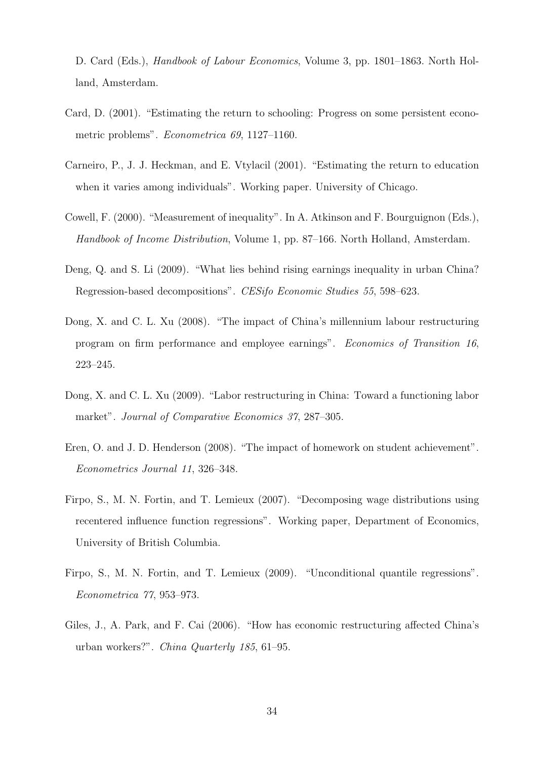D. Card (Eds.), *Handbook of Labour Economics*, Volume 3, pp. 1801–1863. North Holland, Amsterdam.

Card, D. (2001). "Estimating the return to schooling: Progress on some persistent econometric problems". *Econometrica 69*, 1127–1160.

Carneiro, P., J. J. Heckman, and E. Vtylacil (2001). "Estimating the return to education when it varies among individuals". Working paper. University of Chicago.

Cowell, F. (2000). "Measurement of inequality". In A. Atkinson and F. Bourguignon (Eds.), *Handbook of Income Distribution*, Volume 1, pp. 87–166. North Holland, Amsterdam.

Deng, Q. and S. Li (2009). "What lies behind rising earnings inequality in urban China? Regression-based decompositions". *CESifo Economic Studies 55*, 598–623.

Dong, X. and C. L. Xu (2008). "The impact of China's millennium labour restructuring program on firm performance and employee earnings". *Economics of Transition 16*, 223–245.

Dong, X. and C. L. Xu (2009). "Labor restructuring in China: Toward a functioning labor market". *Journal of Comparative Economics 37*, 287–305.

Eren, O. and J. D. Henderson (2008). "The impact of homework on student achievement". *Econometrics Journal 11*, 326–348.

Firpo, S., M. N. Fortin, and T. Lemieux (2007). "Decomposing wage distributions using recentered influence function regressions". Working paper, Department of Economics, University of British Columbia.

Firpo, S., M. N. Fortin, and T. Lemieux (2009). "Unconditional quantile regressions". *Econometrica 77*, 953–973.

Giles, J., A. Park, and F. Cai (2006). "How has economic restructuring affected China's urban workers?". *China Quarterly 185*, 61–95.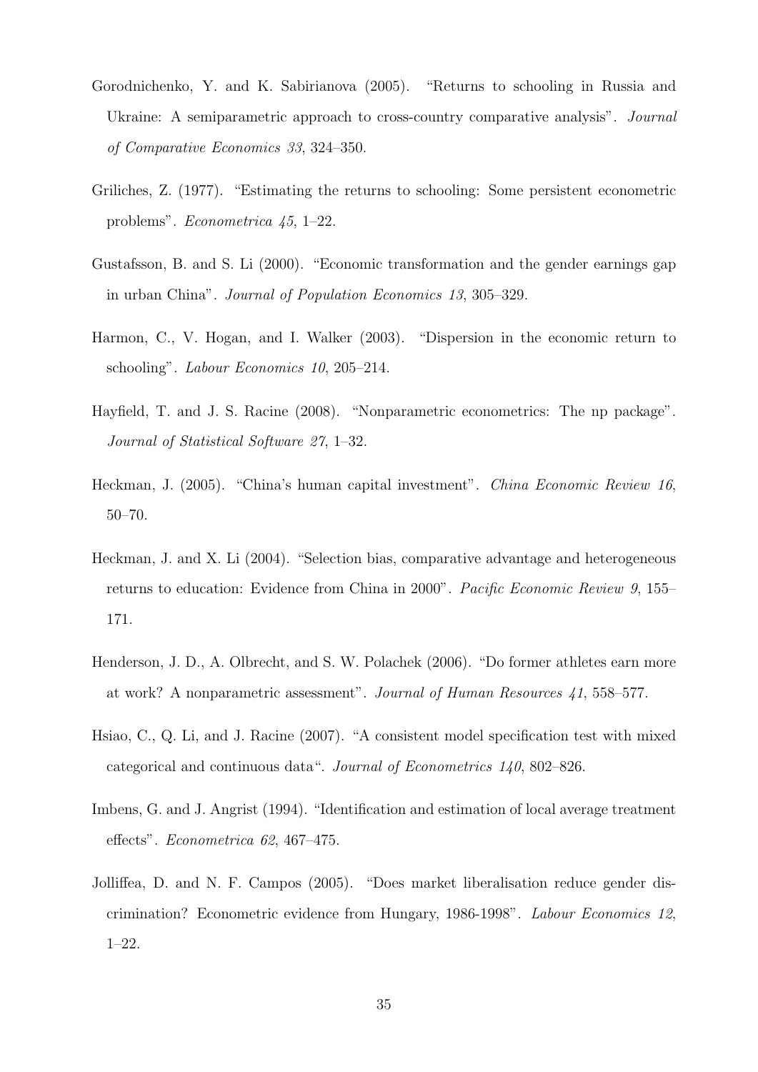Gorodnichenko, Y. and K. Sabirianova (2005). "Returns to schooling in Russia and Ukraine: A semiparametric approach to cross-country comparative analysis". *Journal of Comparative Economics 33*, 324–350.

Griliches, Z. (1977). "Estimating the returns to schooling: Some persistent econometric problems". *Econometrica 45*, 1–22.

Gustafsson, B. and S. Li (2000). "Economic transformation and the gender earnings gap in urban China". *Journal of Population Economics 13*, 305–329.

Harmon, C., V. Hogan, and I. Walker (2003). "Dispersion in the economic return to schooling". *Labour Economics 10*, 205–214.

Hayfield, T. and J. S. Racine (2008). "Nonparametric econometrics: The np package". *Journal of Statistical Software 27*, 1–32.

Heckman, J. (2005). "China's human capital investment". *China Economic Review 16*, 50–70.

Heckman, J. and X. Li (2004). "Selection bias, comparative advantage and heterogeneous returns to education: Evidence from China in 2000". *Pacific Economic Review 9*, 155–171.

Henderson, J. D., A. Olbrecht, and S. W. Polachek (2006). "Do former athletes earn more at work? A nonparametric assessment". *Journal of Human Resources 41*, 558–577.

Hsiao, C., Q. Li, and J. Racine (2007). "A consistent model specification test with mixed categorical and continuous data". *Journal of Econometrics 140*, 802–826.

Imbens, G. and J. Angrist (1994). "Identification and estimation of local average treatment effects". *Econometrica 62*, 467–475.

Jolliffea, D. and N. F. Campos (2005). "Does market liberalisation reduce gender discrimination? Econometric evidence from Hungary, 1986-1998". *Labour Economics 12*, 1–22.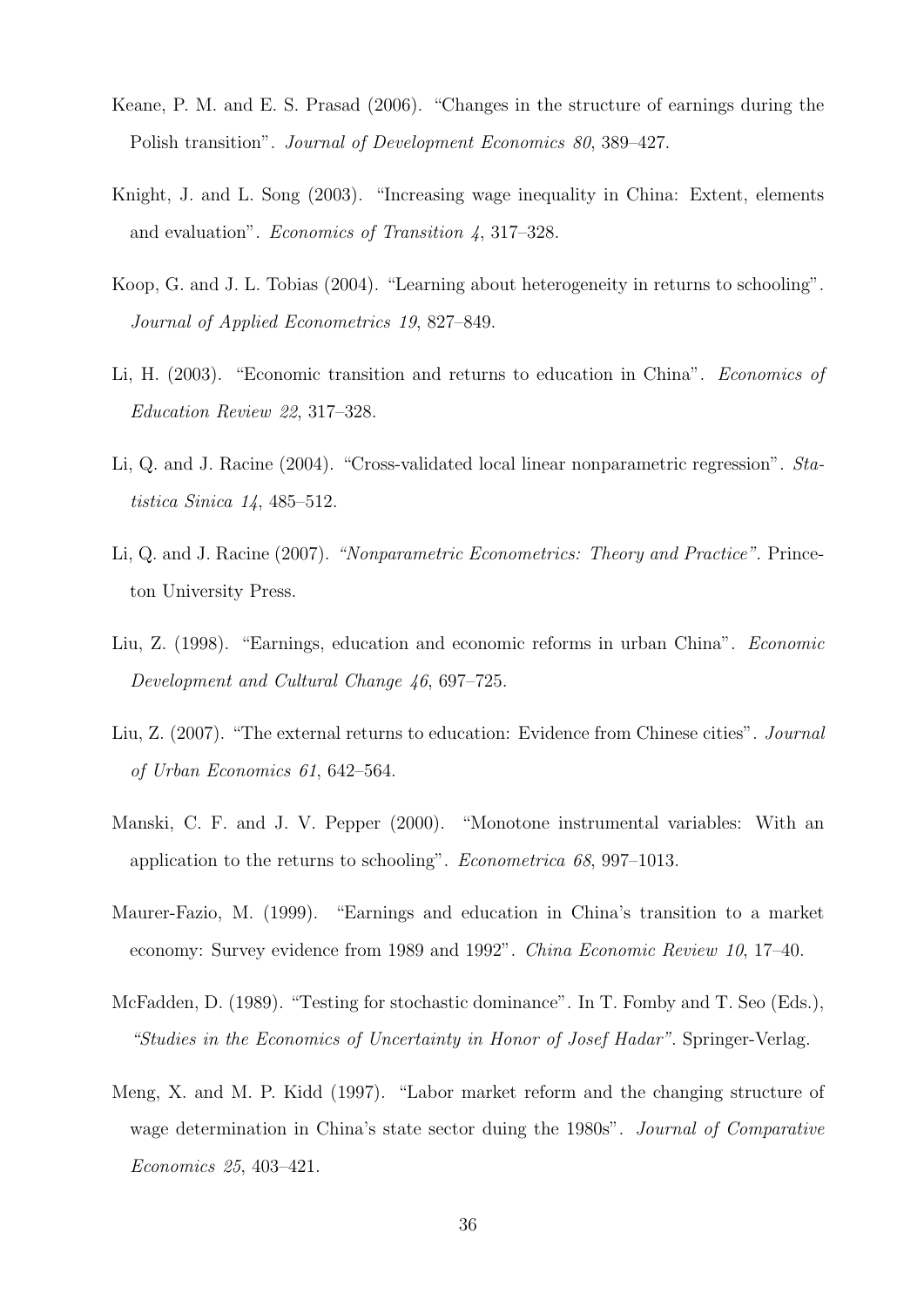Keane, P. M. and E. S. Prasad (2006). "Changes in the structure of earnings during the Polish transition". *Journal of Development Economics 80*, 389–427.

Knight, J. and L. Song (2003). "Increasing wage inequality in China: Extent, elements and evaluation". *Economics of Transition 4*, 317–328.

Koop, G. and J. L. Tobias (2004). "Learning about heterogeneity in returns to schooling". *Journal of Applied Econometrics 19*, 827–849.

Li, H. (2003). "Economic transition and returns to education in China". *Economics of Education Review 22*, 317–328.

Li, Q. and J. Racine (2004). "Cross-validated local linear nonparametric regression". *Statistica Sinica 14*, 485–512.

Li, Q. and J. Racine (2007). *"Nonparametric Econometrics: Theory and Practice"*. Princeton University Press.

Liu, Z. (1998). "Earnings, education and economic reforms in urban China". *Economic Development and Cultural Change 46*, 697–725.

Liu, Z. (2007). "The external returns to education: Evidence from Chinese cities". *Journal of Urban Economics 61*, 642–564.

Manski, C. F. and J. V. Pepper (2000). "Monotone instrumental variables: With an application to the returns to schooling". *Econometrica 68*, 997–1013.

Maurer-Fazio, M. (1999). "Earnings and education in China's transition to a market economy: Survey evidence from 1989 and 1992". *China Economic Review 10*, 17–40.

McFadden, D. (1989). "Testing for stochastic dominance". In T. Fomby and T. Seo (Eds.), *"Studies in the Economics of Uncertainty in Honor of Josef Hadar"*. Springer-Verlag.

Meng, X. and M. P. Kidd (1997). "Labor market reform and the changing structure of wage determination in China's state sector duing the 1980s". *Journal of Comparative Economics 25*, 403–421.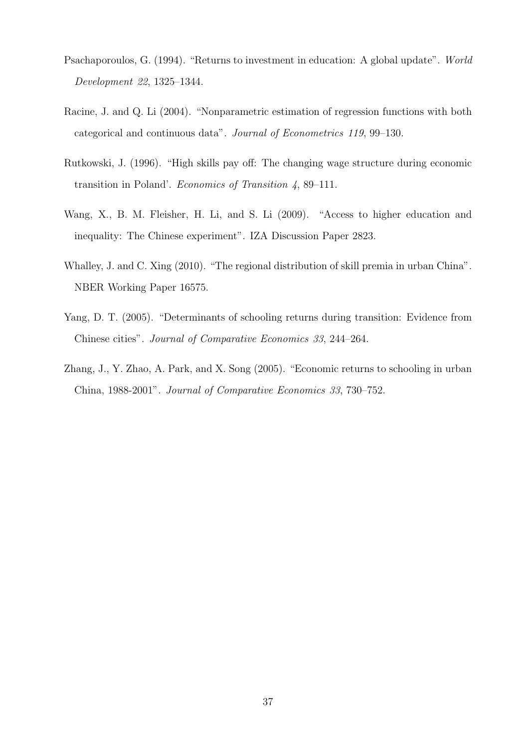Psachaporoulos, G. (1994). "Returns to investment in education: A global update". *World Development 22*, 1325–1344.

Racine, J. and Q. Li (2004). "Nonparametric estimation of regression functions with both categorical and continuous data". *Journal of Econometrics 119*, 99–130.

Rutkowski, J. (1996). "High skills pay off: The changing wage structure during economic transition in Poland'. *Economics of Transition 4*, 89–111.

Wang, X., B. M. Fleisher, H. Li, and S. Li (2009). "Access to higher education and inequality: The Chinese experiment". IZA Discussion Paper 2823.

Whalley, J. and C. Xing (2010). "The regional distribution of skill premia in urban China". NBER Working Paper 16575.

Yang, D. T. (2005). "Determinants of schooling returns during transition: Evidence from Chinese cities". *Journal of Comparative Economics 33*, 244–264.

Zhang, J., Y. Zhao, A. Park, and X. Song (2005). "Economic returns to schooling in urban China, 1988-2001". *Journal of Comparative Economics 33*, 730–752.